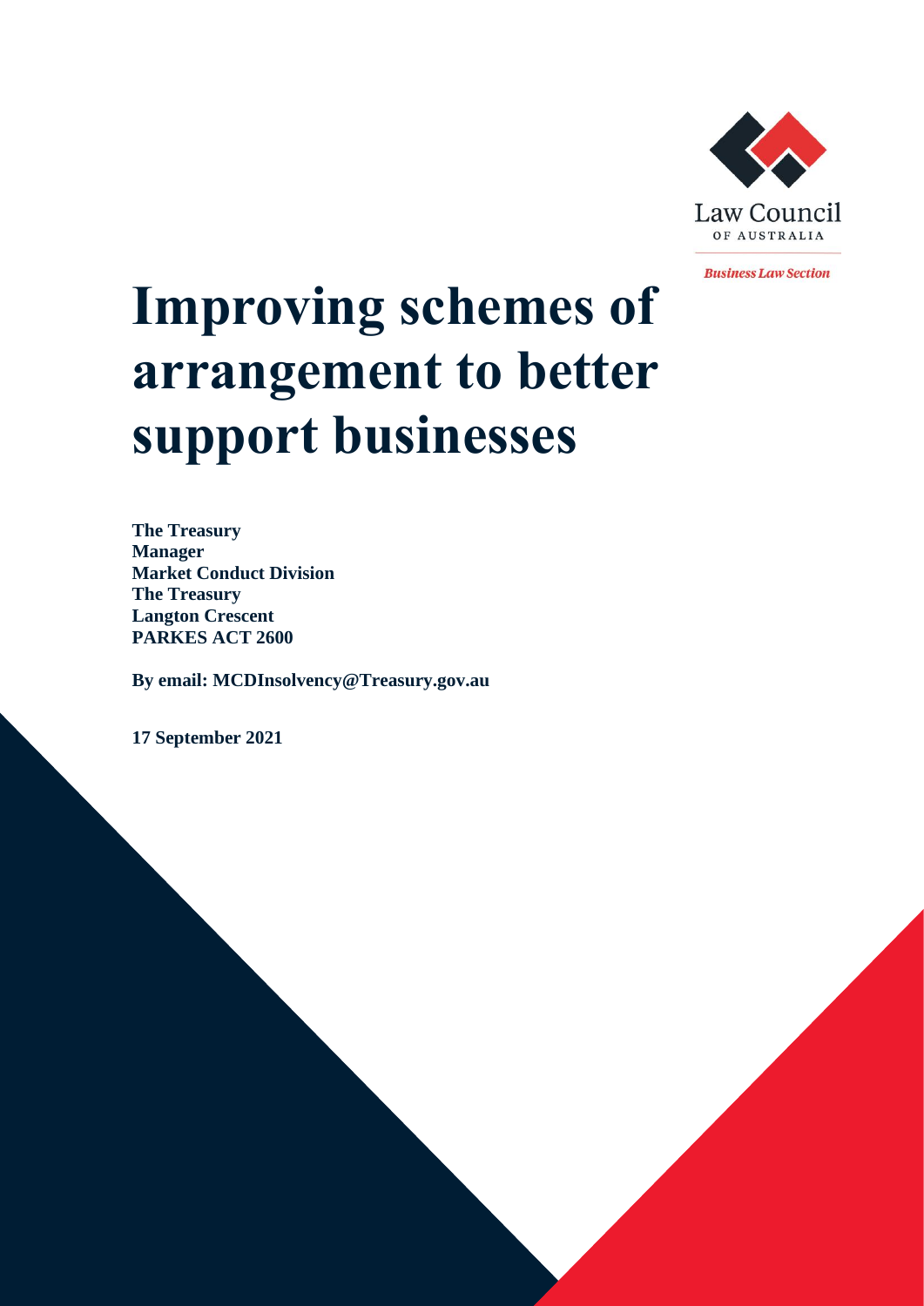Law Council OF AUSTRALIA

*Business Law Section*

# Improving schemes of arrangement to better support businesses

**The Treasury**
**Manager**
**Market Conduct Division**
**The Treasury**
**Langton Crescent**
**PARKES ACT 2600**

**By email: MCDInsolvency@Treasury.gov.au**

**17 September 2021**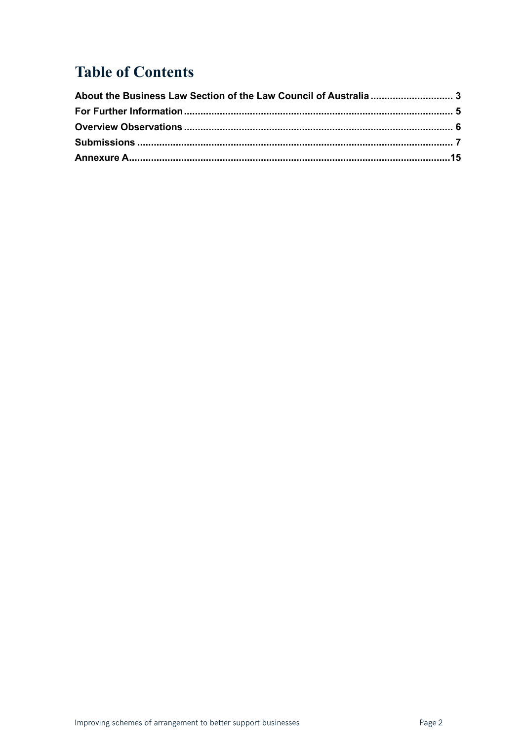# Table of Contents

**About the Business Law Section of the Law Council of Australia** ............................ **3**

**For Further Information** ................................................................................ **5**

**Overview Observations** ................................................................................ **6**

**Submissions** ................................................................................................ **7**

**Annexure A** .................................................................................................. **15**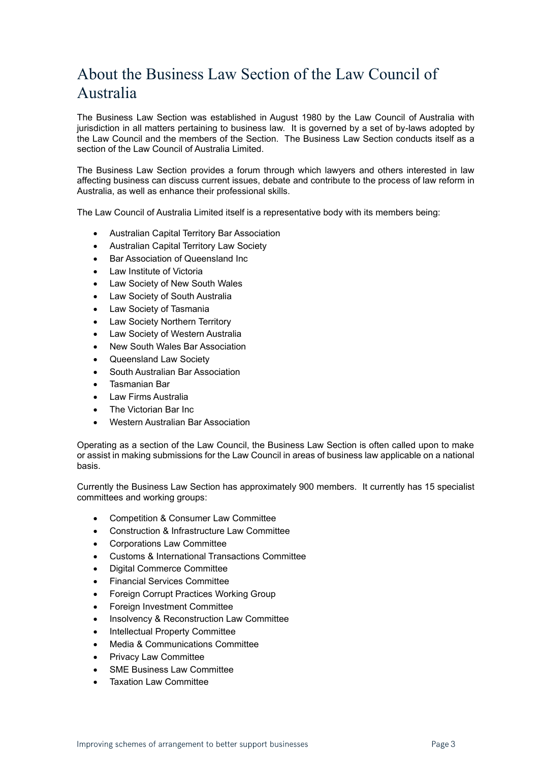# About the Business Law Section of the Law Council of Australia

The Business Law Section was established in August 1980 by the Law Council of Australia with jurisdiction in all matters pertaining to business law. It is governed by a set of by-laws adopted by the Law Council and the members of the Section. The Business Law Section conducts itself as a section of the Law Council of Australia Limited.

The Business Law Section provides a forum through which lawyers and others interested in law affecting business can discuss current issues, debate and contribute to the process of law reform in Australia, as well as enhance their professional skills.

The Law Council of Australia Limited itself is a representative body with its members being:

- Australian Capital Territory Bar Association
- Australian Capital Territory Law Society
- Bar Association of Queensland Inc
- Law Institute of Victoria
- Law Society of New South Wales
- Law Society of South Australia
- Law Society of Tasmania
- Law Society Northern Territory
- Law Society of Western Australia
- New South Wales Bar Association
- Queensland Law Society
- South Australian Bar Association
- Tasmanian Bar
- Law Firms Australia
- The Victorian Bar Inc
- Western Australian Bar Association

Operating as a section of the Law Council, the Business Law Section is often called upon to make or assist in making submissions for the Law Council in areas of business law applicable on a national basis.

Currently the Business Law Section has approximately 900 members. It currently has 15 specialist committees and working groups:

- Competition & Consumer Law Committee
- Construction & Infrastructure Law Committee
- Corporations Law Committee
- Customs & International Transactions Committee
- Digital Commerce Committee
- Financial Services Committee
- Foreign Corrupt Practices Working Group
- Foreign Investment Committee
- Insolvency & Reconstruction Law Committee
- Intellectual Property Committee
- Media & Communications Committee
- Privacy Law Committee
- SME Business Law Committee
- Taxation Law Committee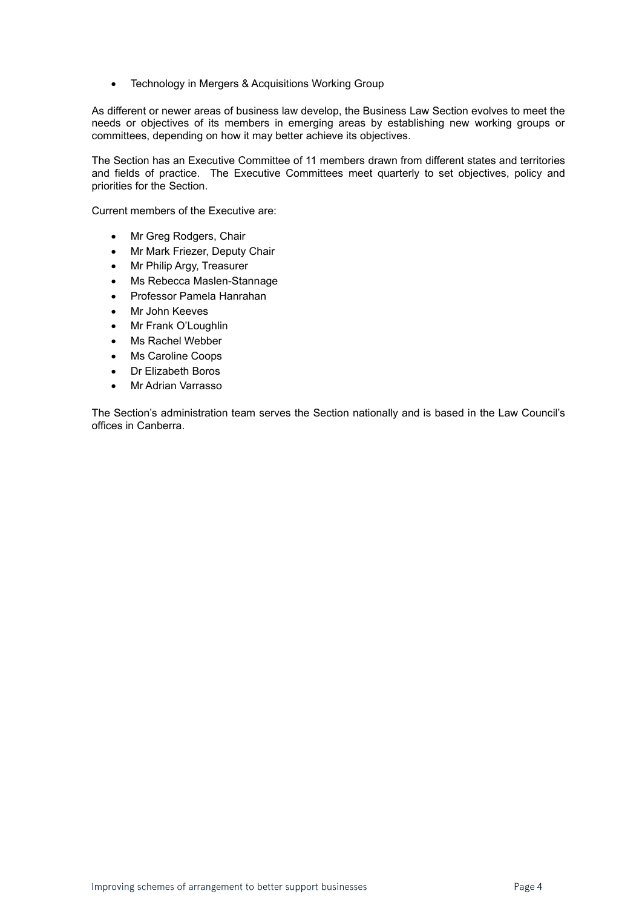- Technology in Mergers & Acquisitions Working Group

As different or newer areas of business law develop, the Business Law Section evolves to meet the needs or objectives of its members in emerging areas by establishing new working groups or committees, depending on how it may better achieve its objectives.

The Section has an Executive Committee of 11 members drawn from different states and territories and fields of practice. The Executive Committees meet quarterly to set objectives, policy and priorities for the Section.

Current members of the Executive are:

- Mr Greg Rodgers, Chair
- Mr Mark Friezer, Deputy Chair
- Mr Philip Argy, Treasurer
- Ms Rebecca Maslen-Stannage
- Professor Pamela Hanrahan
- Mr John Keeves
- Mr Frank O'Loughlin
- Ms Rachel Webber
- Ms Caroline Coops
- Dr Elizabeth Boros
- Mr Adrian Varrasso

The Section's administration team serves the Section nationally and is based in the Law Council's offices in Canberra.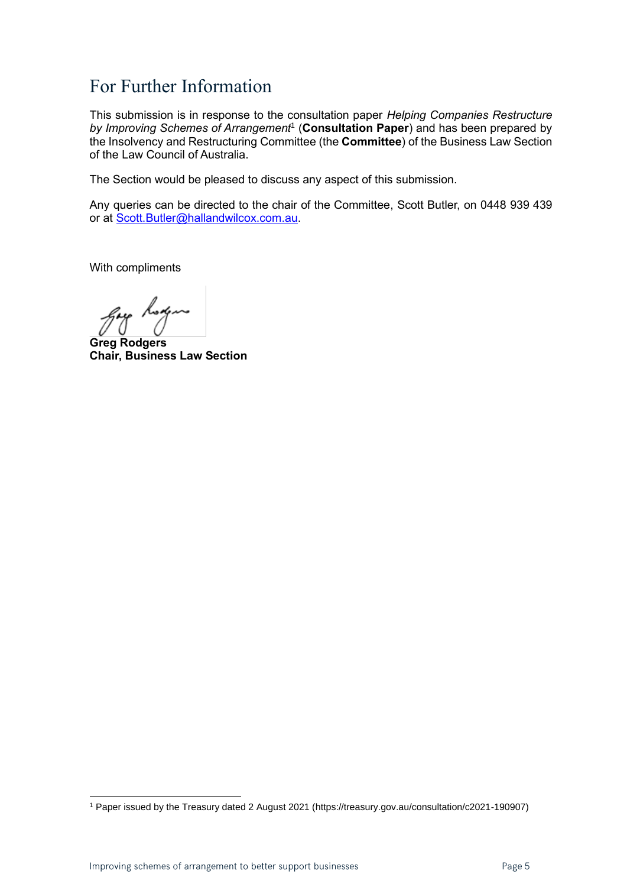# For Further Information

This submission is in response to the consultation paper *Helping Companies Restructure by Improving Schemes of Arrangement*[1] (**Consultation Paper**) and has been prepared by the Insolvency and Restructuring Committee (the **Committee**) of the Business Law Section of the Law Council of Australia.

The Section would be pleased to discuss any aspect of this submission.

Any queries can be directed to the chair of the Committee, Scott Butler, on 0448 939 439 or at Scott.Butler@hallandwilcox.com.au.

With compliments

**Greg Rodgers**
**Chair, Business Law Section**

---

[1] Paper issued by the Treasury dated 2 August 2021 (https://treasury.gov.au/consultation/c2021-190907)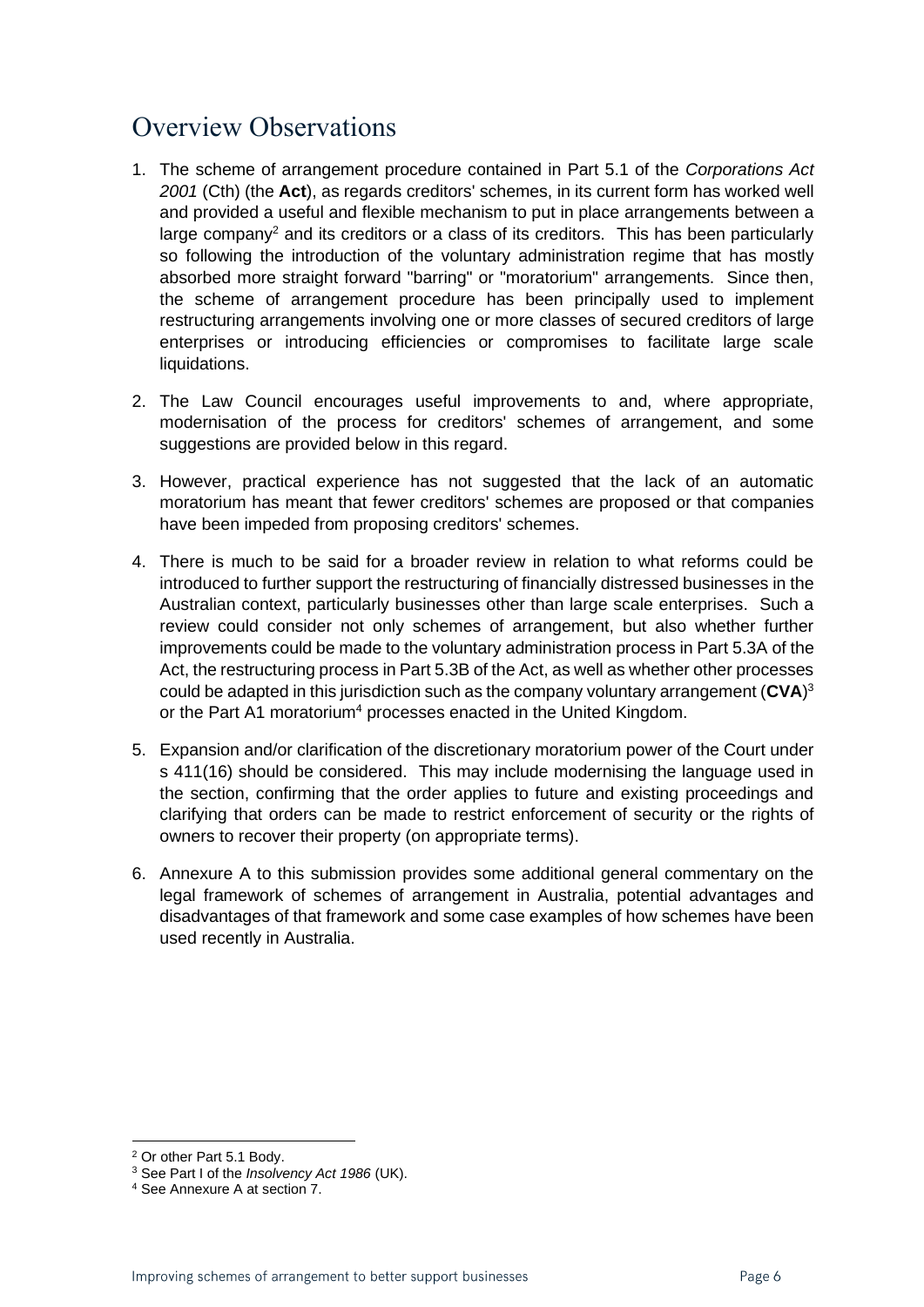## Overview Observations

1. The scheme of arrangement procedure contained in Part 5.1 of the *Corporations Act 2001* (Cth) (the **Act**), as regards creditors' schemes, in its current form has worked well and provided a useful and flexible mechanism to put in place arrangements between a large company[2] and its creditors or a class of its creditors. This has been particularly so following the introduction of the voluntary administration regime that has mostly absorbed more straight forward "barring" or "moratorium" arrangements. Since then, the scheme of arrangement procedure has been principally used to implement restructuring arrangements involving one or more classes of secured creditors of large enterprises or introducing efficiencies or compromises to facilitate large scale liquidations.

2. The Law Council encourages useful improvements to and, where appropriate, modernisation of the process for creditors' schemes of arrangement, and some suggestions are provided below in this regard.

3. However, practical experience has not suggested that the lack of an automatic moratorium has meant that fewer creditors' schemes are proposed or that companies have been impeded from proposing creditors' schemes.

4. There is much to be said for a broader review in relation to what reforms could be introduced to further support the restructuring of financially distressed businesses in the Australian context, particularly businesses other than large scale enterprises. Such a review could consider not only schemes of arrangement, but also whether further improvements could be made to the voluntary administration process in Part 5.3A of the Act, the restructuring process in Part 5.3B of the Act, as well as whether other processes could be adapted in this jurisdiction such as the company voluntary arrangement (**CVA**)[3] or the Part A1 moratorium[4] processes enacted in the United Kingdom.

5. Expansion and/or clarification of the discretionary moratorium power of the Court under s 411(16) should be considered. This may include modernising the language used in the section, confirming that the order applies to future and existing proceedings and clarifying that orders can be made to restrict enforcement of security or the rights of owners to recover their property (on appropriate terms).

6. Annexure A to this submission provides some additional general commentary on the legal framework of schemes of arrangement in Australia, potential advantages and disadvantages of that framework and some case examples of how schemes have been used recently in Australia.

---

[2] Or other Part 5.1 Body.

[3] See Part I of the *Insolvency Act 1986* (UK).

[4] See Annexure A at section 7.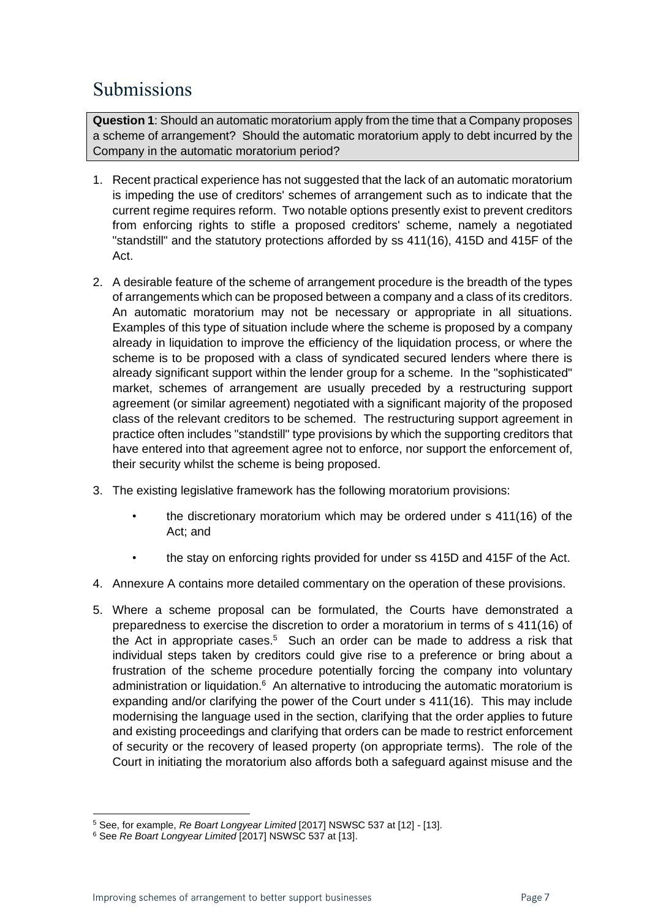# Submissions

**Question 1**: Should an automatic moratorium apply from the time that a Company proposes a scheme of arrangement? Should the automatic moratorium apply to debt incurred by the Company in the automatic moratorium period?

1. Recent practical experience has not suggested that the lack of an automatic moratorium is impeding the use of creditors' schemes of arrangement such as to indicate that the current regime requires reform. Two notable options presently exist to prevent creditors from enforcing rights to stifle a proposed creditors' scheme, namely a negotiated "standstill" and the statutory protections afforded by ss 411(16), 415D and 415F of the Act.

2. A desirable feature of the scheme of arrangement procedure is the breadth of the types of arrangements which can be proposed between a company and a class of its creditors. An automatic moratorium may not be necessary or appropriate in all situations. Examples of this type of situation include where the scheme is proposed by a company already in liquidation to improve the efficiency of the liquidation process, or where the scheme is to be proposed with a class of syndicated secured lenders where there is already significant support within the lender group for a scheme. In the "sophisticated" market, schemes of arrangement are usually preceded by a restructuring support agreement (or similar agreement) negotiated with a significant majority of the proposed class of the relevant creditors to be schemed. The restructuring support agreement in practice often includes "standstill" type provisions by which the supporting creditors that have entered into that agreement agree not to enforce, nor support the enforcement of, their security whilst the scheme is being proposed.

3. The existing legislative framework has the following moratorium provisions:

   - the discretionary moratorium which may be ordered under s 411(16) of the Act; and
   - the stay on enforcing rights provided for under ss 415D and 415F of the Act.

4. Annexure A contains more detailed commentary on the operation of these provisions.

5. Where a scheme proposal can be formulated, the Courts have demonstrated a preparedness to exercise the discretion to order a moratorium in terms of s 411(16) of the Act in appropriate cases.[5] Such an order can be made to address a risk that individual steps taken by creditors could give rise to a preference or bring about a frustration of the scheme procedure potentially forcing the company into voluntary administration or liquidation.[6] An alternative to introducing the automatic moratorium is expanding and/or clarifying the power of the Court under s 411(16). This may include modernising the language used in the section, clarifying that the order applies to future and existing proceedings and clarifying that orders can be made to restrict enforcement of security or the recovery of leased property (on appropriate terms). The role of the Court in initiating the moratorium also affords both a safeguard against misuse and the

---

[5] See, for example, *Re Boart Longyear Limited* [2017] NSWSC 537 at [12] - [13].

[6] See *Re Boart Longyear Limited* [2017] NSWSC 537 at [13].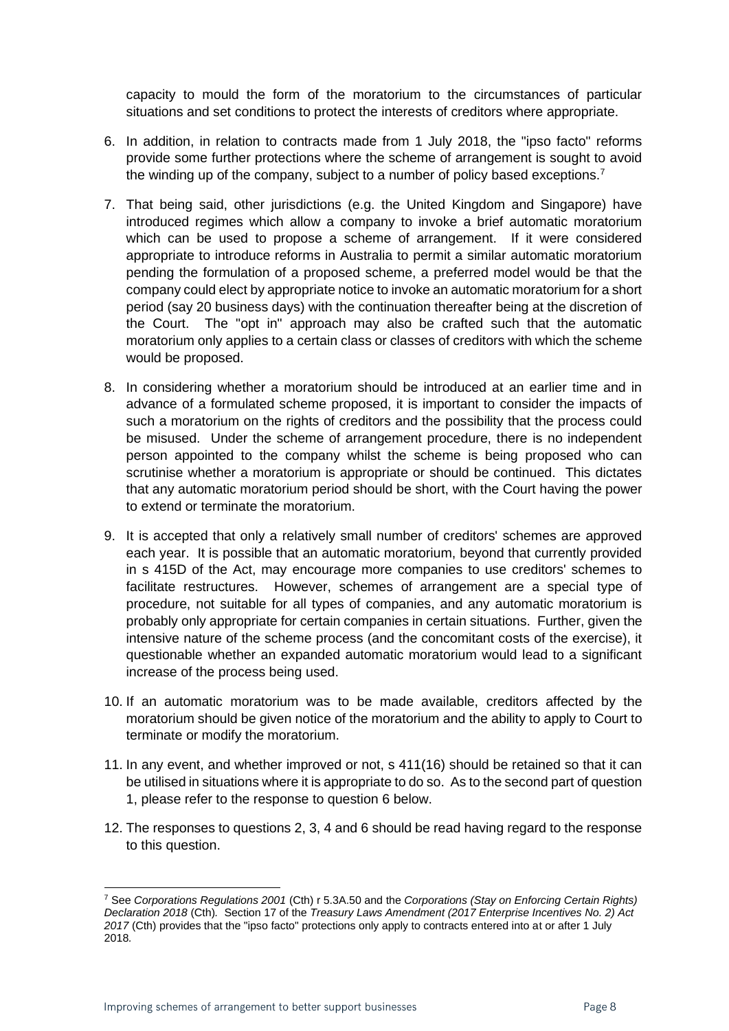capacity to mould the form of the moratorium to the circumstances of particular situations and set conditions to protect the interests of creditors where appropriate.

6. In addition, in relation to contracts made from 1 July 2018, the "ipso facto" reforms provide some further protections where the scheme of arrangement is sought to avoid the winding up of the company, subject to a number of policy based exceptions.[7]

7. That being said, other jurisdictions (e.g. the United Kingdom and Singapore) have introduced regimes which allow a company to invoke a brief automatic moratorium which can be used to propose a scheme of arrangement. If it were considered appropriate to introduce reforms in Australia to permit a similar automatic moratorium pending the formulation of a proposed scheme, a preferred model would be that the company could elect by appropriate notice to invoke an automatic moratorium for a short period (say 20 business days) with the continuation thereafter being at the discretion of the Court. The "opt in" approach may also be crafted such that the automatic moratorium only applies to a certain class or classes of creditors with which the scheme would be proposed.

8. In considering whether a moratorium should be introduced at an earlier time and in advance of a formulated scheme proposed, it is important to consider the impacts of such a moratorium on the rights of creditors and the possibility that the process could be misused. Under the scheme of arrangement procedure, there is no independent person appointed to the company whilst the scheme is being proposed who can scrutinise whether a moratorium is appropriate or should be continued. This dictates that any automatic moratorium period should be short, with the Court having the power to extend or terminate the moratorium.

9. It is accepted that only a relatively small number of creditors' schemes are approved each year. It is possible that an automatic moratorium, beyond that currently provided in s 415D of the Act, may encourage more companies to use creditors' schemes to facilitate restructures. However, schemes of arrangement are a special type of procedure, not suitable for all types of companies, and any automatic moratorium is probably only appropriate for certain companies in certain situations. Further, given the intensive nature of the scheme process (and the concomitant costs of the exercise), it questionable whether an expanded automatic moratorium would lead to a significant increase of the process being used.

10. If an automatic moratorium was to be made available, creditors affected by the moratorium should be given notice of the moratorium and the ability to apply to Court to terminate or modify the moratorium.

11. In any event, and whether improved or not, s 411(16) should be retained so that it can be utilised in situations where it is appropriate to do so. As to the second part of question 1, please refer to the response to question 6 below.

12. The responses to questions 2, 3, 4 and 6 should be read having regard to the response to this question.

---

[7] See *Corporations Regulations 2001* (Cth) r 5.3A.50 and the *Corporations (Stay on Enforcing Certain Rights) Declaration 2018* (Cth). Section 17 of the *Treasury Laws Amendment (2017 Enterprise Incentives No. 2) Act 2017* (Cth) provides that the "ipso facto" protections only apply to contracts entered into at or after 1 July 2018.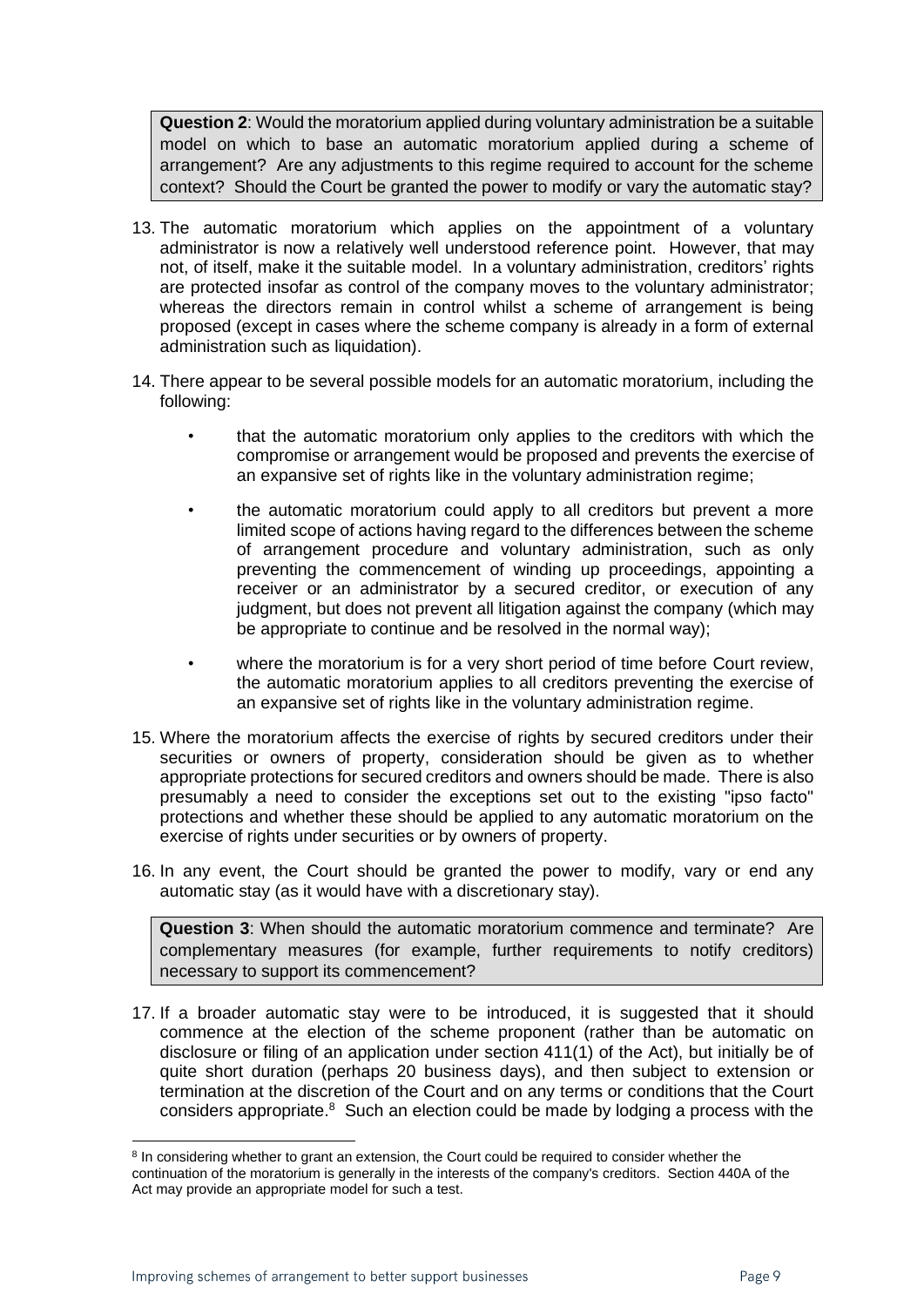> **Question 2**: Would the moratorium applied during voluntary administration be a suitable model on which to base an automatic moratorium applied during a scheme of arrangement? Are any adjustments to this regime required to account for the scheme context? Should the Court be granted the power to modify or vary the automatic stay?

13. The automatic moratorium which applies on the appointment of a voluntary administrator is now a relatively well understood reference point. However, that may not, of itself, make it the suitable model. In a voluntary administration, creditors' rights are protected insofar as control of the company moves to the voluntary administrator; whereas the directors remain in control whilst a scheme of arrangement is being proposed (except in cases where the scheme company is already in a form of external administration such as liquidation).

14. There appear to be several possible models for an automatic moratorium, including the following:

    - that the automatic moratorium only applies to the creditors with which the compromise or arrangement would be proposed and prevents the exercise of an expansive set of rights like in the voluntary administration regime;
    - the automatic moratorium could apply to all creditors but prevent a more limited scope of actions having regard to the differences between the scheme of arrangement procedure and voluntary administration, such as only preventing the commencement of winding up proceedings, appointing a receiver or an administrator by a secured creditor, or execution of any judgment, but does not prevent all litigation against the company (which may be appropriate to continue and be resolved in the normal way);
    - where the moratorium is for a very short period of time before Court review, the automatic moratorium applies to all creditors preventing the exercise of an expansive set of rights like in the voluntary administration regime.

15. Where the moratorium affects the exercise of rights by secured creditors under their securities or owners of property, consideration should be given as to whether appropriate protections for secured creditors and owners should be made. There is also presumably a need to consider the exceptions set out to the existing "ipso facto" protections and whether these should be applied to any automatic moratorium on the exercise of rights under securities or by owners of property.

16. In any event, the Court should be granted the power to modify, vary or end any automatic stay (as it would have with a discretionary stay).

> **Question 3**: When should the automatic moratorium commence and terminate? Are complementary measures (for example, further requirements to notify creditors) necessary to support its commencement?

17. If a broader automatic stay were to be introduced, it is suggested that it should commence at the election of the scheme proponent (rather than be automatic on disclosure or filing of an application under section 411(1) of the Act), but initially be of quite short duration (perhaps 20 business days), and then subject to extension or termination at the discretion of the Court and on any terms or conditions that the Court considers appropriate.[8] Such an election could be made by lodging a process with the

[8] In considering whether to grant an extension, the Court could be required to consider whether the continuation of the moratorium is generally in the interests of the company's creditors. Section 440A of the Act may provide an appropriate model for such a test.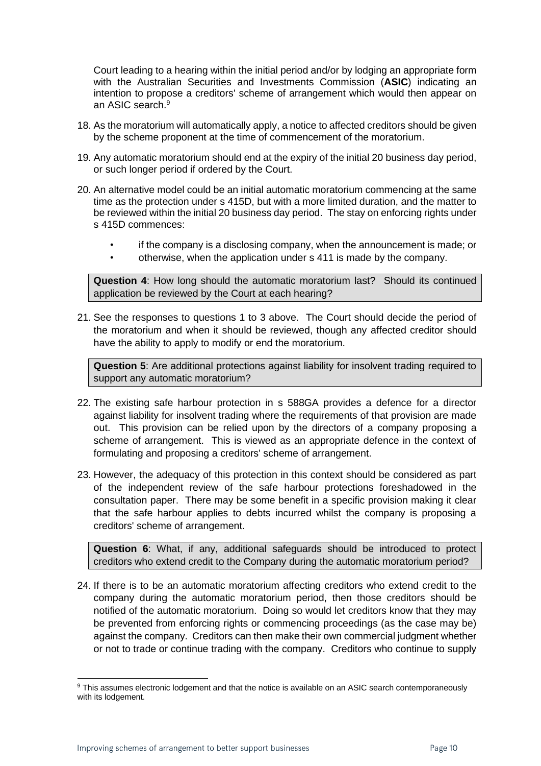Court leading to a hearing within the initial period and/or by lodging an appropriate form with the Australian Securities and Investments Commission (**ASIC**) indicating an intention to propose a creditors' scheme of arrangement which would then appear on an ASIC search.[9]

18. As the moratorium will automatically apply, a notice to affected creditors should be given by the scheme proponent at the time of commencement of the moratorium.

19. Any automatic moratorium should end at the expiry of the initial 20 business day period, or such longer period if ordered by the Court.

20. An alternative model could be an initial automatic moratorium commencing at the same time as the protection under s 415D, but with a more limited duration, and the matter to be reviewed within the initial 20 business day period. The stay on enforcing rights under s 415D commences:

    - if the company is a disclosing company, when the announcement is made; or
    - otherwise, when the application under s 411 is made by the company.

**Question 4**: How long should the automatic moratorium last? Should its continued application be reviewed by the Court at each hearing?

21. See the responses to questions 1 to 3 above. The Court should decide the period of the moratorium and when it should be reviewed, though any affected creditor should have the ability to apply to modify or end the moratorium.

**Question 5**: Are additional protections against liability for insolvent trading required to support any automatic moratorium?

22. The existing safe harbour protection in s 588GA provides a defence for a director against liability for insolvent trading where the requirements of that provision are made out. This provision can be relied upon by the directors of a company proposing a scheme of arrangement. This is viewed as an appropriate defence in the context of formulating and proposing a creditors' scheme of arrangement.

23. However, the adequacy of this protection in this context should be considered as part of the independent review of the safe harbour protections foreshadowed in the consultation paper. There may be some benefit in a specific provision making it clear that the safe harbour applies to debts incurred whilst the company is proposing a creditors' scheme of arrangement.

**Question 6**: What, if any, additional safeguards should be introduced to protect creditors who extend credit to the Company during the automatic moratorium period?

24. If there is to be an automatic moratorium affecting creditors who extend credit to the company during the automatic moratorium period, then those creditors should be notified of the automatic moratorium. Doing so would let creditors know that they may be prevented from enforcing rights or commencing proceedings (as the case may be) against the company. Creditors can then make their own commercial judgment whether or not to trade or continue trading with the company. Creditors who continue to supply

[9] This assumes electronic lodgement and that the notice is available on an ASIC search contemporaneously with its lodgement.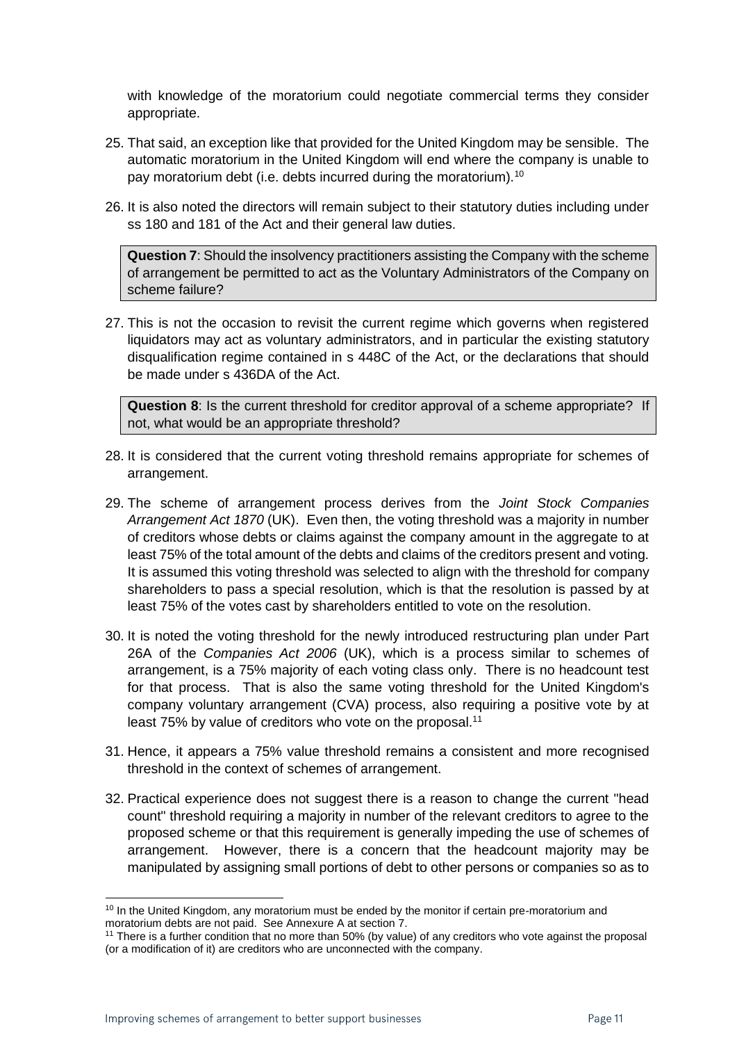with knowledge of the moratorium could negotiate commercial terms they consider appropriate.

25. That said, an exception like that provided for the United Kingdom may be sensible. The automatic moratorium in the United Kingdom will end where the company is unable to pay moratorium debt (i.e. debts incurred during the moratorium).[10]

26. It is also noted the directors will remain subject to their statutory duties including under ss 180 and 181 of the Act and their general law duties.

> **Question 7**: Should the insolvency practitioners assisting the Company with the scheme of arrangement be permitted to act as the Voluntary Administrators of the Company on scheme failure?

27. This is not the occasion to revisit the current regime which governs when registered liquidators may act as voluntary administrators, and in particular the existing statutory disqualification regime contained in s 448C of the Act, or the declarations that should be made under s 436DA of the Act.

> **Question 8**: Is the current threshold for creditor approval of a scheme appropriate? If not, what would be an appropriate threshold?

28. It is considered that the current voting threshold remains appropriate for schemes of arrangement.

29. The scheme of arrangement process derives from the *Joint Stock Companies Arrangement Act 1870* (UK). Even then, the voting threshold was a majority in number of creditors whose debts or claims against the company amount in the aggregate to at least 75% of the total amount of the debts and claims of the creditors present and voting. It is assumed this voting threshold was selected to align with the threshold for company shareholders to pass a special resolution, which is that the resolution is passed by at least 75% of the votes cast by shareholders entitled to vote on the resolution.

30. It is noted the voting threshold for the newly introduced restructuring plan under Part 26A of the *Companies Act 2006* (UK), which is a process similar to schemes of arrangement, is a 75% majority of each voting class only. There is no headcount test for that process. That is also the same voting threshold for the United Kingdom's company voluntary arrangement (CVA) process, also requiring a positive vote by at least 75% by value of creditors who vote on the proposal.[11]

31. Hence, it appears a 75% value threshold remains a consistent and more recognised threshold in the context of schemes of arrangement.

32. Practical experience does not suggest there is a reason to change the current "head count" threshold requiring a majority in number of the relevant creditors to agree to the proposed scheme or that this requirement is generally impeding the use of schemes of arrangement. However, there is a concern that the headcount majority may be manipulated by assigning small portions of debt to other persons or companies so as to

---

[10] In the United Kingdom, any moratorium must be ended by the monitor if certain pre-moratorium and moratorium debts are not paid. See Annexure A at section 7.

[11] There is a further condition that no more than 50% (by value) of any creditors who vote against the proposal (or a modification of it) are creditors who are unconnected with the company.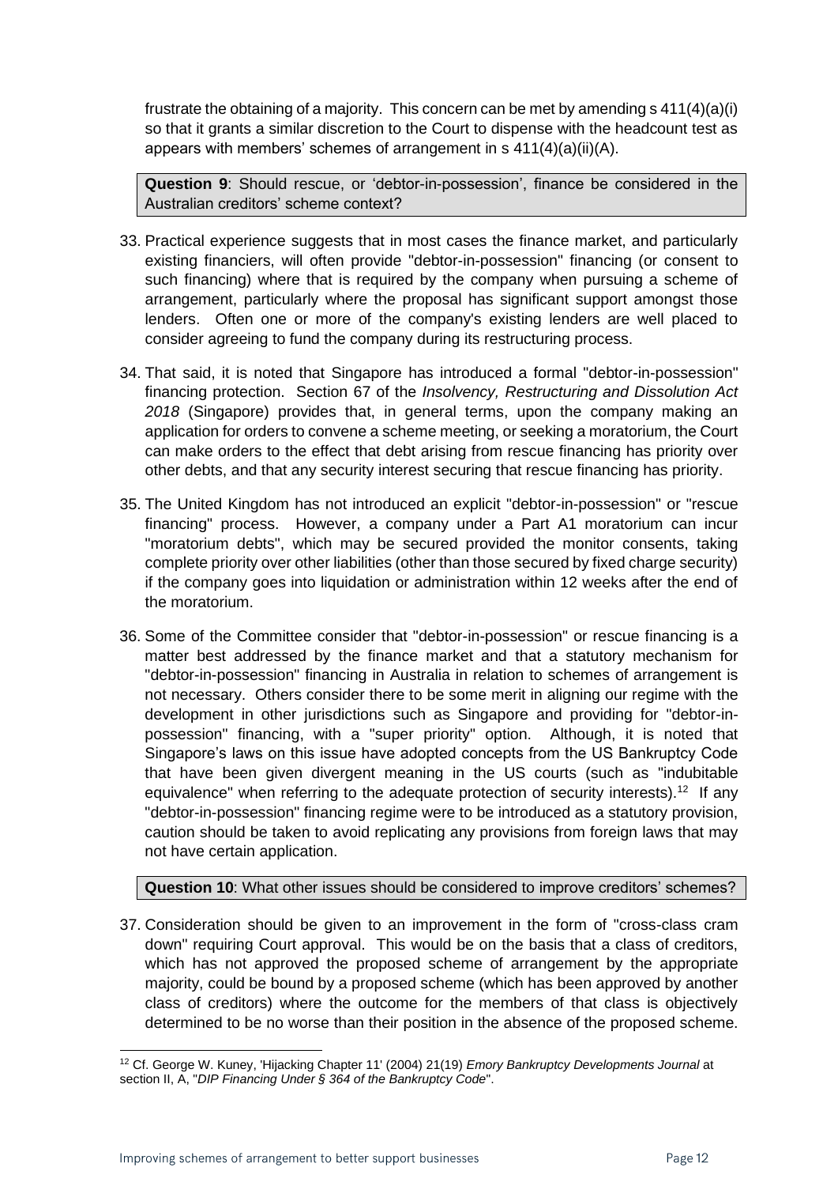frustrate the obtaining of a majority. This concern can be met by amending s 411(4)(a)(i) so that it grants a similar discretion to the Court to dispense with the headcount test as appears with members' schemes of arrangement in s 411(4)(a)(ii)(A).

**Question 9**: Should rescue, or 'debtor-in-possession', finance be considered in the Australian creditors' scheme context?

33. Practical experience suggests that in most cases the finance market, and particularly existing financiers, will often provide "debtor-in-possession" financing (or consent to such financing) where that is required by the company when pursuing a scheme of arrangement, particularly where the proposal has significant support amongst those lenders. Often one or more of the company's existing lenders are well placed to consider agreeing to fund the company during its restructuring process.

34. That said, it is noted that Singapore has introduced a formal "debtor-in-possession" financing protection. Section 67 of the *Insolvency, Restructuring and Dissolution Act 2018* (Singapore) provides that, in general terms, upon the company making an application for orders to convene a scheme meeting, or seeking a moratorium, the Court can make orders to the effect that debt arising from rescue financing has priority over other debts, and that any security interest securing that rescue financing has priority.

35. The United Kingdom has not introduced an explicit "debtor-in-possession" or "rescue financing" process. However, a company under a Part A1 moratorium can incur "moratorium debts", which may be secured provided the monitor consents, taking complete priority over other liabilities (other than those secured by fixed charge security) if the company goes into liquidation or administration within 12 weeks after the end of the moratorium.

36. Some of the Committee consider that "debtor-in-possession" or rescue financing is a matter best addressed by the finance market and that a statutory mechanism for "debtor-in-possession" financing in Australia in relation to schemes of arrangement is not necessary. Others consider there to be some merit in aligning our regime with the development in other jurisdictions such as Singapore and providing for "debtor-in-possession" financing, with a "super priority" option. Although, it is noted that Singapore's laws on this issue have adopted concepts from the US Bankruptcy Code that have been given divergent meaning in the US courts (such as "indubitable equivalence" when referring to the adequate protection of security interests).[12] If any "debtor-in-possession" financing regime were to be introduced as a statutory provision, caution should be taken to avoid replicating any provisions from foreign laws that may not have certain application.

**Question 10**: What other issues should be considered to improve creditors' schemes?

37. Consideration should be given to an improvement in the form of "cross-class cram down" requiring Court approval. This would be on the basis that a class of creditors, which has not approved the proposed scheme of arrangement by the appropriate majority, could be bound by a proposed scheme (which has been approved by another class of creditors) where the outcome for the members of that class is objectively determined to be no worse than their position in the absence of the proposed scheme.

---

[12] Cf. George W. Kuney, 'Hijacking Chapter 11' (2004) 21(19) *Emory Bankruptcy Developments Journal* at section II, A, "*DIP Financing Under § 364 of the Bankruptcy Code*".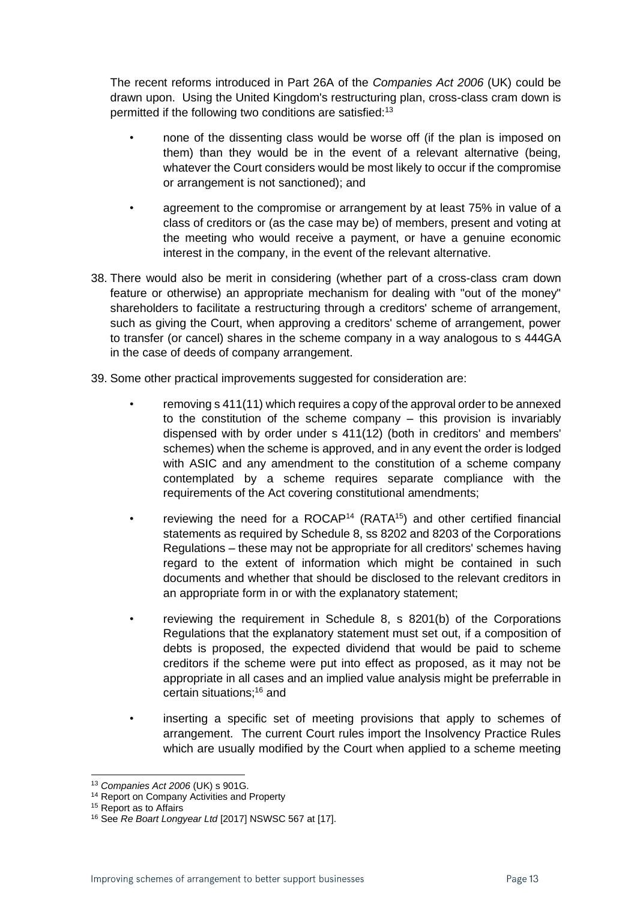The recent reforms introduced in Part 26A of the *Companies Act 2006* (UK) could be drawn upon. Using the United Kingdom's restructuring plan, cross-class cram down is permitted if the following two conditions are satisfied:[13]

- none of the dissenting class would be worse off (if the plan is imposed on them) than they would be in the event of a relevant alternative (being, whatever the Court considers would be most likely to occur if the compromise or arrangement is not sanctioned); and
- agreement to the compromise or arrangement by at least 75% in value of a class of creditors or (as the case may be) of members, present and voting at the meeting who would receive a payment, or have a genuine economic interest in the company, in the event of the relevant alternative.

38. There would also be merit in considering (whether part of a cross-class cram down feature or otherwise) an appropriate mechanism for dealing with "out of the money" shareholders to facilitate a restructuring through a creditors' scheme of arrangement, such as giving the Court, when approving a creditors' scheme of arrangement, power to transfer (or cancel) shares in the scheme company in a way analogous to s 444GA in the case of deeds of company arrangement.

39. Some other practical improvements suggested for consideration are:

- removing s 411(11) which requires a copy of the approval order to be annexed to the constitution of the scheme company – this provision is invariably dispensed with by order under s 411(12) (both in creditors' and members' schemes) when the scheme is approved, and in any event the order is lodged with ASIC and any amendment to the constitution of a scheme company contemplated by a scheme requires separate compliance with the requirements of the Act covering constitutional amendments;
- reviewing the need for a ROCAP[14] (RATA[15]) and other certified financial statements as required by Schedule 8, ss 8202 and 8203 of the Corporations Regulations – these may not be appropriate for all creditors' schemes having regard to the extent of information which might be contained in such documents and whether that should be disclosed to the relevant creditors in an appropriate form in or with the explanatory statement;
- reviewing the requirement in Schedule 8, s 8201(b) of the Corporations Regulations that the explanatory statement must set out, if a composition of debts is proposed, the expected dividend that would be paid to scheme creditors if the scheme were put into effect as proposed, as it may not be appropriate in all cases and an implied value analysis might be preferrable in certain situations;[16] and
- inserting a specific set of meeting provisions that apply to schemes of arrangement. The current Court rules import the Insolvency Practice Rules which are usually modified by the Court when applied to a scheme meeting

---

[13] *Companies Act 2006* (UK) s 901G.

[14] Report on Company Activities and Property

[15] Report as to Affairs

[16] See *Re Boart Longyear Ltd* [2017] NSWSC 567 at [17].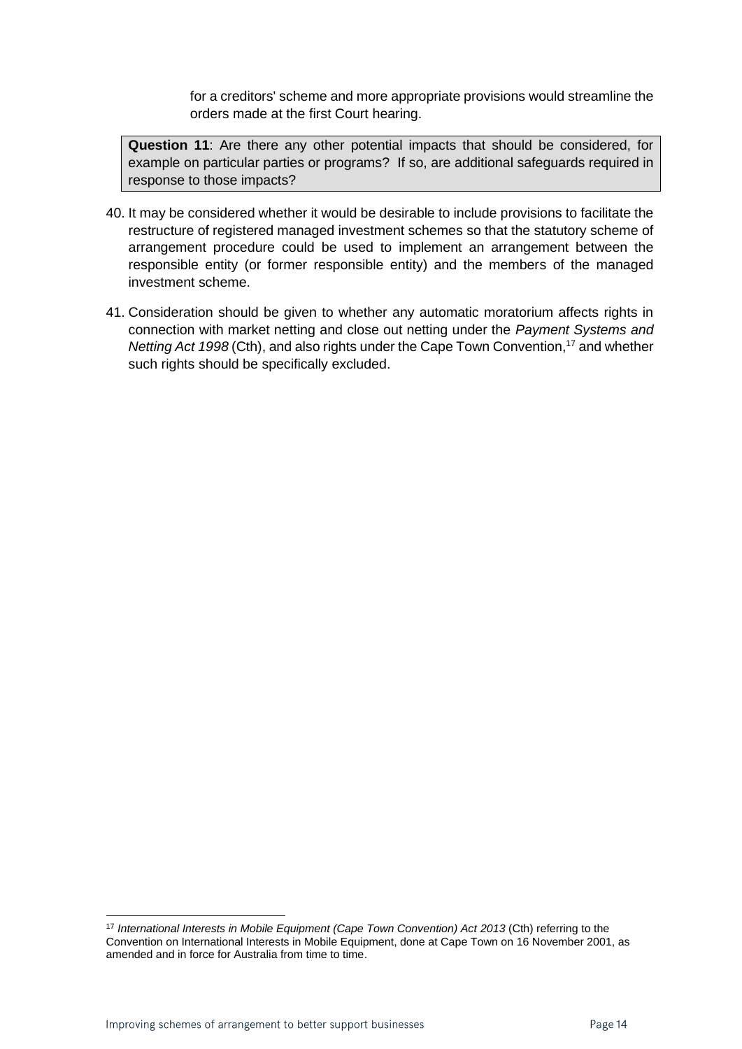for a creditors' scheme and more appropriate provisions would streamline the orders made at the first Court hearing.

> **Question 11**: Are there any other potential impacts that should be considered, for example on particular parties or programs? If so, are additional safeguards required in response to those impacts?

40. It may be considered whether it would be desirable to include provisions to facilitate the restructure of registered managed investment schemes so that the statutory scheme of arrangement procedure could be used to implement an arrangement between the responsible entity (or former responsible entity) and the members of the managed investment scheme.

41. Consideration should be given to whether any automatic moratorium affects rights in connection with market netting and close out netting under the *Payment Systems and Netting Act 1998* (Cth), and also rights under the Cape Town Convention,[17] and whether such rights should be specifically excluded.

---

[17] *International Interests in Mobile Equipment (Cape Town Convention) Act 2013* (Cth) referring to the Convention on International Interests in Mobile Equipment, done at Cape Town on 16 November 2001, as amended and in force for Australia from time to time.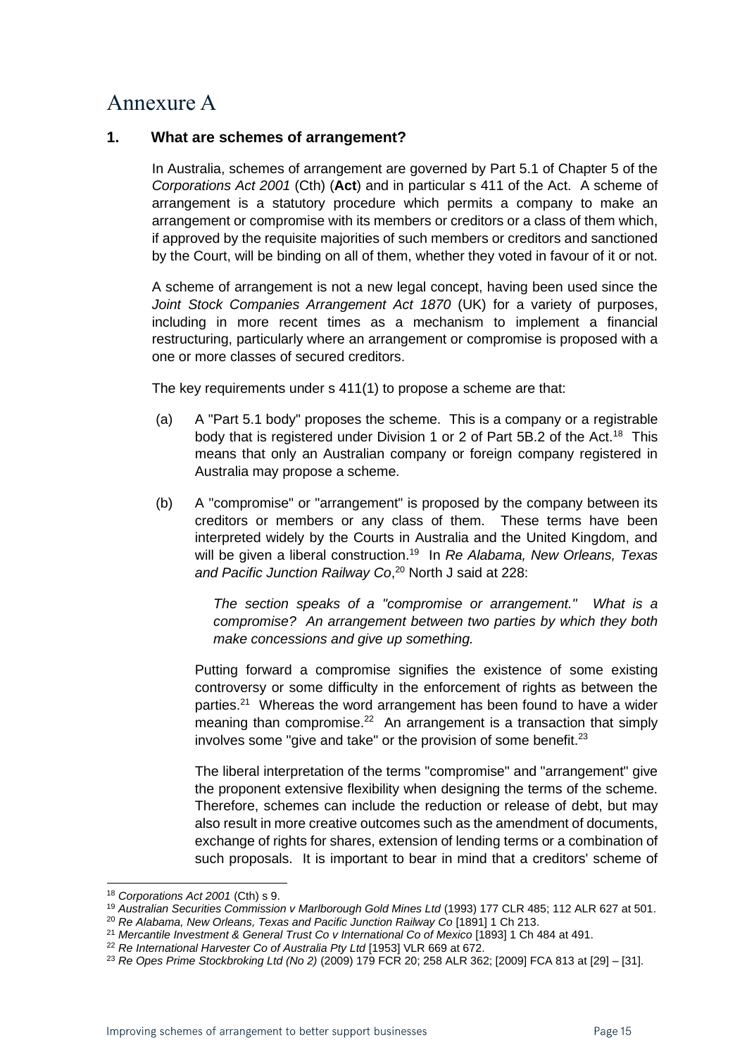# Annexure A

## 1. What are schemes of arrangement?

In Australia, schemes of arrangement are governed by Part 5.1 of Chapter 5 of the *Corporations Act 2001* (Cth) (**Act**) and in particular s 411 of the Act. A scheme of arrangement is a statutory procedure which permits a company to make an arrangement or compromise with its members or creditors or a class of them which, if approved by the requisite majorities of such members or creditors and sanctioned by the Court, will be binding on all of them, whether they voted in favour of it or not.

A scheme of arrangement is not a new legal concept, having been used since the *Joint Stock Companies Arrangement Act 1870* (UK) for a variety of purposes, including in more recent times as a mechanism to implement a financial restructuring, particularly where an arrangement or compromise is proposed with a one or more classes of secured creditors.

The key requirements under s 411(1) to propose a scheme are that:

(a) A "Part 5.1 body" proposes the scheme. This is a company or a registrable body that is registered under Division 1 or 2 of Part 5B.2 of the Act.[18] This means that only an Australian company or foreign company registered in Australia may propose a scheme.

(b) A "compromise" or "arrangement" is proposed by the company between its creditors or members or any class of them. These terms have been interpreted widely by the Courts in Australia and the United Kingdom, and will be given a liberal construction.[19] In *Re Alabama, New Orleans, Texas and Pacific Junction Railway Co*,[20] North J said at 228:

> *The section speaks of a "compromise or arrangement." What is a compromise? An arrangement between two parties by which they both make concessions and give up something.*

Putting forward a compromise signifies the existence of some existing controversy or some difficulty in the enforcement of rights as between the parties.[21] Whereas the word arrangement has been found to have a wider meaning than compromise.[22] An arrangement is a transaction that simply involves some "give and take" or the provision of some benefit.[23]

The liberal interpretation of the terms "compromise" and "arrangement" give the proponent extensive flexibility when designing the terms of the scheme. Therefore, schemes can include the reduction or release of debt, but may also result in more creative outcomes such as the amendment of documents, exchange of rights for shares, extension of lending terms or a combination of such proposals. It is important to bear in mind that a creditors' scheme of

---

[18] *Corporations Act 2001* (Cth) s 9.

[19] *Australian Securities Commission v Marlborough Gold Mines Ltd* (1993) 177 CLR 485; 112 ALR 627 at 501.

[20] *Re Alabama, New Orleans, Texas and Pacific Junction Railway Co* [1891] 1 Ch 213.

[21] *Mercantile Investment & General Trust Co v International Co of Mexico* [1893] 1 Ch 484 at 491.

[22] *Re International Harvester Co of Australia Pty Ltd* [1953] VLR 669 at 672.

[23] *Re Opes Prime Stockbroking Ltd (No 2)* (2009) 179 FCR 20; 258 ALR 362; [2009] FCA 813 at [29] – [31].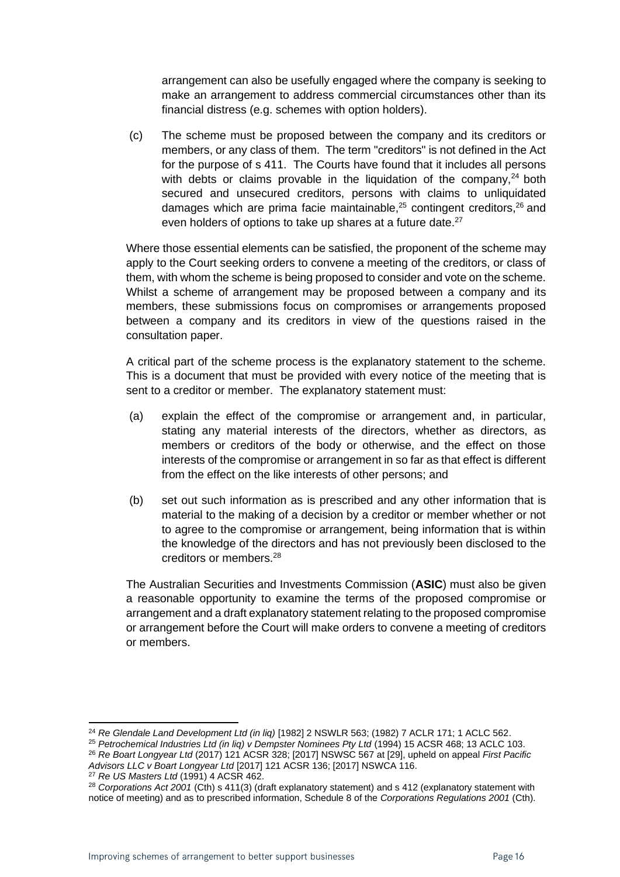arrangement can also be usefully engaged where the company is seeking to make an arrangement to address commercial circumstances other than its financial distress (e.g. schemes with option holders).

(c) The scheme must be proposed between the company and its creditors or members, or any class of them. The term "creditors" is not defined in the Act for the purpose of s 411. The Courts have found that it includes all persons with debts or claims provable in the liquidation of the company,[24] both secured and unsecured creditors, persons with claims to unliquidated damages which are prima facie maintainable,[25] contingent creditors,[26] and even holders of options to take up shares at a future date.[27]

Where those essential elements can be satisfied, the proponent of the scheme may apply to the Court seeking orders to convene a meeting of the creditors, or class of them, with whom the scheme is being proposed to consider and vote on the scheme. Whilst a scheme of arrangement may be proposed between a company and its members, these submissions focus on compromises or arrangements proposed between a company and its creditors in view of the questions raised in the consultation paper.

A critical part of the scheme process is the explanatory statement to the scheme. This is a document that must be provided with every notice of the meeting that is sent to a creditor or member. The explanatory statement must:

(a) explain the effect of the compromise or arrangement and, in particular, stating any material interests of the directors, whether as directors, as members or creditors of the body or otherwise, and the effect on those interests of the compromise or arrangement in so far as that effect is different from the effect on the like interests of other persons; and

(b) set out such information as is prescribed and any other information that is material to the making of a decision by a creditor or member whether or not to agree to the compromise or arrangement, being information that is within the knowledge of the directors and has not previously been disclosed to the creditors or members.[28]

The Australian Securities and Investments Commission (**ASIC**) must also be given a reasonable opportunity to examine the terms of the proposed compromise or arrangement and a draft explanatory statement relating to the proposed compromise or arrangement before the Court will make orders to convene a meeting of creditors or members.

---

[24] *Re Glendale Land Development Ltd (in liq)* [1982] 2 NSWLR 563; (1982) 7 ACLR 171; 1 ACLC 562.

[25] *Petrochemical Industries Ltd (in liq) v Dempster Nominees Pty Ltd* (1994) 15 ACSR 468; 13 ACLC 103.

[26] *Re Boart Longyear Ltd* (2017) 121 ACSR 328; [2017] NSWSC 567 at [29], upheld on appeal *First Pacific Advisors LLC v Boart Longyear Ltd* [2017] 121 ACSR 136; [2017] NSWCA 116.

[27] *Re US Masters Ltd* (1991) 4 ACSR 462.

[28] *Corporations Act 2001* (Cth) s 411(3) (draft explanatory statement) and s 412 (explanatory statement with notice of meeting) and as to prescribed information, Schedule 8 of the *Corporations Regulations 2001* (Cth).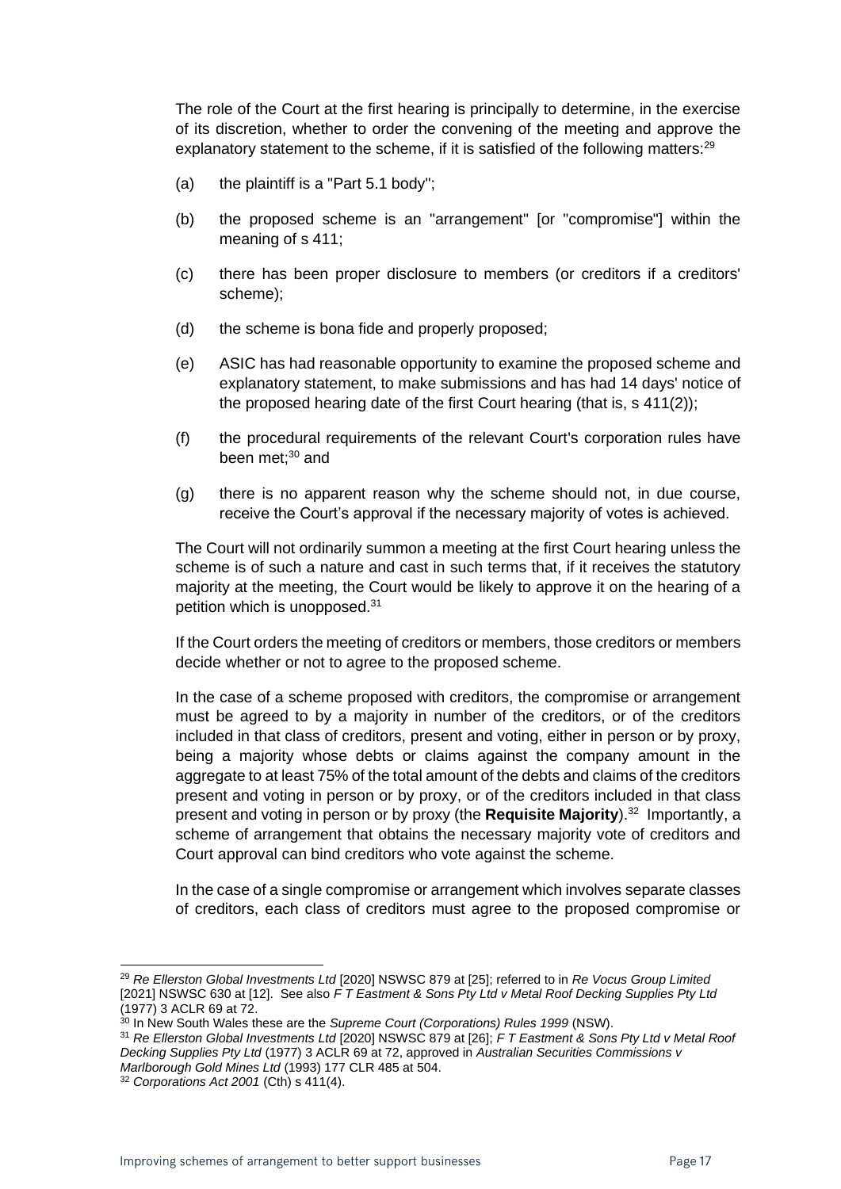The role of the Court at the first hearing is principally to determine, in the exercise of its discretion, whether to order the convening of the meeting and approve the explanatory statement to the scheme, if it is satisfied of the following matters:[29]

(a) the plaintiff is a "Part 5.1 body";

(b) the proposed scheme is an "arrangement" [or "compromise"] within the meaning of s 411;

(c) there has been proper disclosure to members (or creditors if a creditors' scheme);

(d) the scheme is bona fide and properly proposed;

(e) ASIC has had reasonable opportunity to examine the proposed scheme and explanatory statement, to make submissions and has had 14 days' notice of the proposed hearing date of the first Court hearing (that is, s 411(2));

(f) the procedural requirements of the relevant Court's corporation rules have been met;[30] and

(g) there is no apparent reason why the scheme should not, in due course, receive the Court's approval if the necessary majority of votes is achieved.

The Court will not ordinarily summon a meeting at the first Court hearing unless the scheme is of such a nature and cast in such terms that, if it receives the statutory majority at the meeting, the Court would be likely to approve it on the hearing of a petition which is unopposed.[31]

If the Court orders the meeting of creditors or members, those creditors or members decide whether or not to agree to the proposed scheme.

In the case of a scheme proposed with creditors, the compromise or arrangement must be agreed to by a majority in number of the creditors, or of the creditors included in that class of creditors, present and voting, either in person or by proxy, being a majority whose debts or claims against the company amount in the aggregate to at least 75% of the total amount of the debts and claims of the creditors present and voting in person or by proxy, or of the creditors included in that class present and voting in person or by proxy (the **Requisite Majority**).[32] Importantly, a scheme of arrangement that obtains the necessary majority vote of creditors and Court approval can bind creditors who vote against the scheme.

In the case of a single compromise or arrangement which involves separate classes of creditors, each class of creditors must agree to the proposed compromise or

---

[29] *Re Ellerston Global Investments Ltd* [2020] NSWSC 879 at [25]; referred to in *Re Vocus Group Limited* [2021] NSWSC 630 at [12]. See also *F T Eastment & Sons Pty Ltd v Metal Roof Decking Supplies Pty Ltd* (1977) 3 ACLR 69 at 72.

[30] In New South Wales these are the *Supreme Court (Corporations) Rules 1999* (NSW).

[31] *Re Ellerston Global Investments Ltd* [2020] NSWSC 879 at [26]; *F T Eastment & Sons Pty Ltd v Metal Roof Decking Supplies Pty Ltd* (1977) 3 ACLR 69 at 72, approved in *Australian Securities Commissions v Marlborough Gold Mines Ltd* (1993) 177 CLR 485 at 504.

[32] *Corporations Act 2001* (Cth) s 411(4).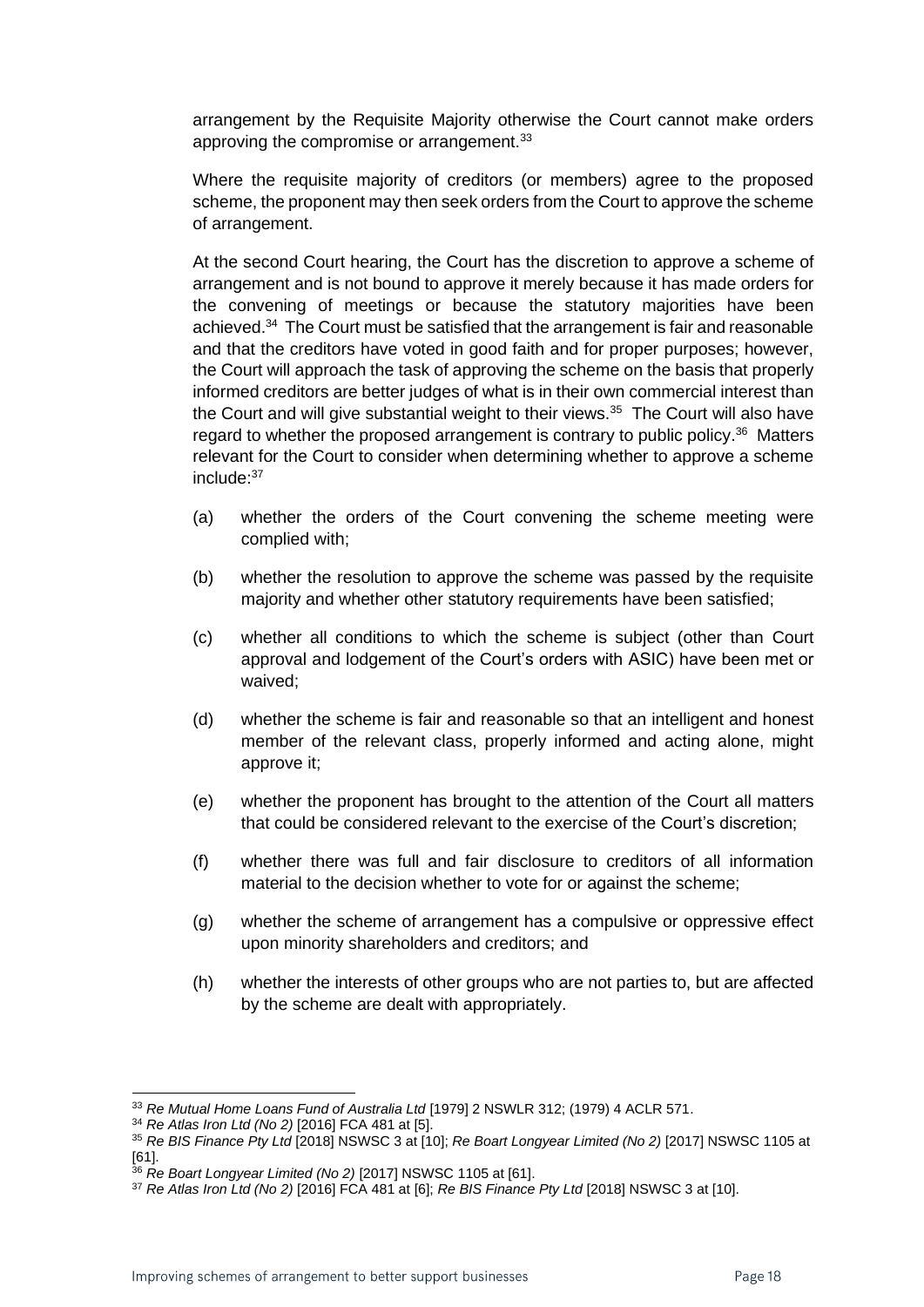arrangement by the Requisite Majority otherwise the Court cannot make orders approving the compromise or arrangement.[33]

Where the requisite majority of creditors (or members) agree to the proposed scheme, the proponent may then seek orders from the Court to approve the scheme of arrangement.

At the second Court hearing, the Court has the discretion to approve a scheme of arrangement and is not bound to approve it merely because it has made orders for the convening of meetings or because the statutory majorities have been achieved.[34] The Court must be satisfied that the arrangement is fair and reasonable and that the creditors have voted in good faith and for proper purposes; however, the Court will approach the task of approving the scheme on the basis that properly informed creditors are better judges of what is in their own commercial interest than the Court and will give substantial weight to their views.[35] The Court will also have regard to whether the proposed arrangement is contrary to public policy.[36] Matters relevant for the Court to consider when determining whether to approve a scheme include:[37]

(a) whether the orders of the Court convening the scheme meeting were complied with;

(b) whether the resolution to approve the scheme was passed by the requisite majority and whether other statutory requirements have been satisfied;

(c) whether all conditions to which the scheme is subject (other than Court approval and lodgement of the Court's orders with ASIC) have been met or waived;

(d) whether the scheme is fair and reasonable so that an intelligent and honest member of the relevant class, properly informed and acting alone, might approve it;

(e) whether the proponent has brought to the attention of the Court all matters that could be considered relevant to the exercise of the Court's discretion;

(f) whether there was full and fair disclosure to creditors of all information material to the decision whether to vote for or against the scheme;

(g) whether the scheme of arrangement has a compulsive or oppressive effect upon minority shareholders and creditors; and

(h) whether the interests of other groups who are not parties to, but are affected by the scheme are dealt with appropriately.

---

[33] *Re Mutual Home Loans Fund of Australia Ltd* [1979] 2 NSWLR 312; (1979) 4 ACLR 571.

[34] *Re Atlas Iron Ltd (No 2)* [2016] FCA 481 at [5].

[35] *Re BIS Finance Pty Ltd* [2018] NSWSC 3 at [10]; *Re Boart Longyear Limited (No 2)* [2017] NSWSC 1105 at [61].

[36] *Re Boart Longyear Limited (No 2)* [2017] NSWSC 1105 at [61].

[37] *Re Atlas Iron Ltd (No 2)* [2016] FCA 481 at [6]; *Re BIS Finance Pty Ltd* [2018] NSWSC 3 at [10].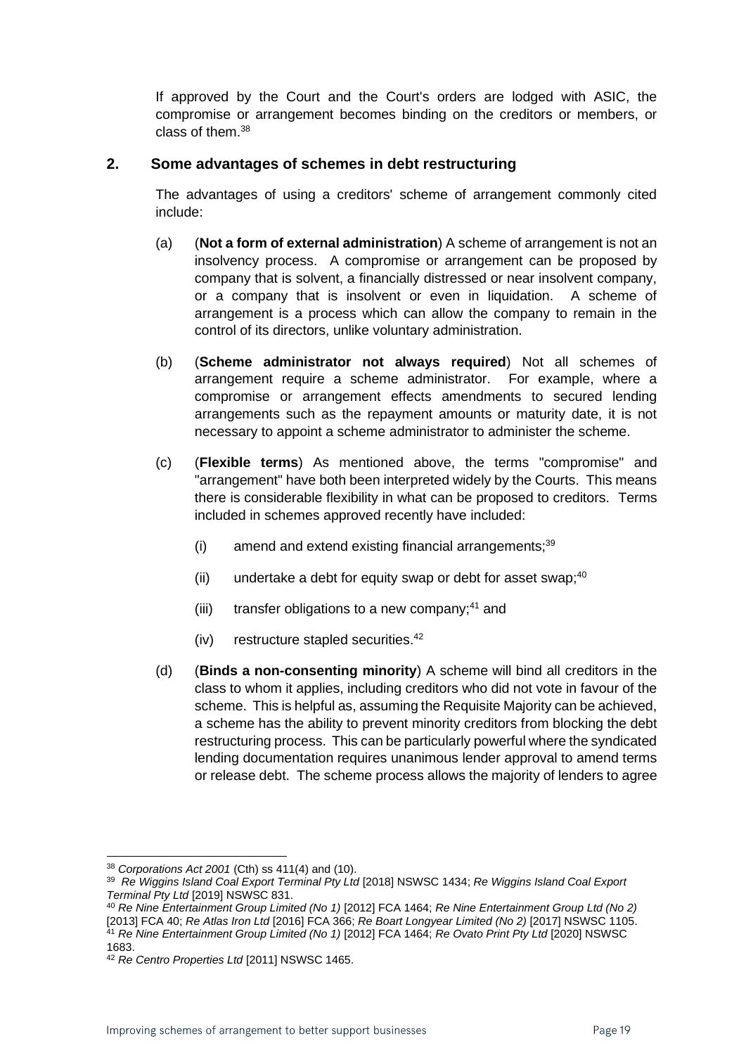If approved by the Court and the Court's orders are lodged with ASIC, the compromise or arrangement becomes binding on the creditors or members, or class of them.[38]

## 2. Some advantages of schemes in debt restructuring

The advantages of using a creditors' scheme of arrangement commonly cited include:

(a) (**Not a form of external administration**) A scheme of arrangement is not an insolvency process. A compromise or arrangement can be proposed by company that is solvent, a financially distressed or near insolvent company, or a company that is insolvent or even in liquidation. A scheme of arrangement is a process which can allow the company to remain in the control of its directors, unlike voluntary administration.

(b) (**Scheme administrator not always required**) Not all schemes of arrangement require a scheme administrator. For example, where a compromise or arrangement effects amendments to secured lending arrangements such as the repayment amounts or maturity date, it is not necessary to appoint a scheme administrator to administer the scheme.

(c) (**Flexible terms**) As mentioned above, the terms "compromise" and "arrangement" have both been interpreted widely by the Courts. This means there is considerable flexibility in what can be proposed to creditors. Terms included in schemes approved recently have included:

- (i) amend and extend existing financial arrangements;[39]
- (ii) undertake a debt for equity swap or debt for asset swap;[40]
- (iii) transfer obligations to a new company;[41] and
- (iv) restructure stapled securities.[42]

(d) (**Binds a non-consenting minority**) A scheme will bind all creditors in the class to whom it applies, including creditors who did not vote in favour of the scheme. This is helpful as, assuming the Requisite Majority can be achieved, a scheme has the ability to prevent minority creditors from blocking the debt restructuring process. This can be particularly powerful where the syndicated lending documentation requires unanimous lender approval to amend terms or release debt. The scheme process allows the majority of lenders to agree

---

[38] *Corporations Act 2001* (Cth) ss 411(4) and (10).

[39] *Re Wiggins Island Coal Export Terminal Pty Ltd* [2018] NSWSC 1434; *Re Wiggins Island Coal Export Terminal Pty Ltd* [2019] NSWSC 831.

[40] *Re Nine Entertainment Group Limited (No 1)* [2012] FCA 1464; *Re Nine Entertainment Group Ltd (No 2)* [2013] FCA 40; *Re Atlas Iron Ltd* [2016] FCA 366; *Re Boart Longyear Limited (No 2)* [2017] NSWSC 1105.

[41] *Re Nine Entertainment Group Limited (No 1)* [2012] FCA 1464; *Re Ovato Print Pty Ltd* [2020] NSWSC 1683.

[42] *Re Centro Properties Ltd* [2011] NSWSC 1465.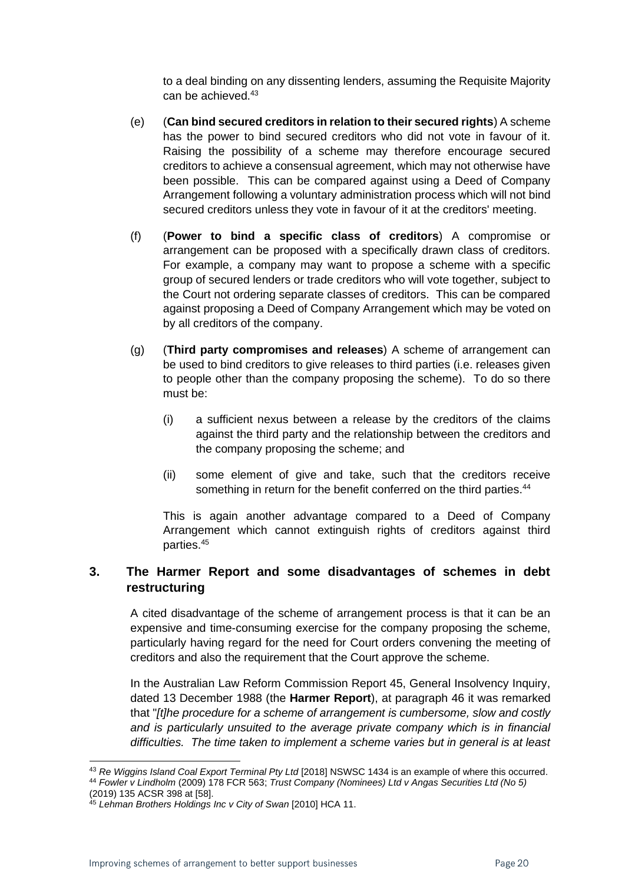to a deal binding on any dissenting lenders, assuming the Requisite Majority can be achieved.[43]

(e) (**Can bind secured creditors in relation to their secured rights**) A scheme has the power to bind secured creditors who did not vote in favour of it. Raising the possibility of a scheme may therefore encourage secured creditors to achieve a consensual agreement, which may not otherwise have been possible. This can be compared against using a Deed of Company Arrangement following a voluntary administration process which will not bind secured creditors unless they vote in favour of it at the creditors' meeting.

(f) (**Power to bind a specific class of creditors**) A compromise or arrangement can be proposed with a specifically drawn class of creditors. For example, a company may want to propose a scheme with a specific group of secured lenders or trade creditors who will vote together, subject to the Court not ordering separate classes of creditors. This can be compared against proposing a Deed of Company Arrangement which may be voted on by all creditors of the company.

(g) (**Third party compromises and releases**) A scheme of arrangement can be used to bind creditors to give releases to third parties (i.e. releases given to people other than the company proposing the scheme). To do so there must be:

(i) a sufficient nexus between a release by the creditors of the claims against the third party and the relationship between the creditors and the company proposing the scheme; and

(ii) some element of give and take, such that the creditors receive something in return for the benefit conferred on the third parties.[44]

This is again another advantage compared to a Deed of Company Arrangement which cannot extinguish rights of creditors against third parties.[45]

## 3. The Harmer Report and some disadvantages of schemes in debt restructuring

A cited disadvantage of the scheme of arrangement process is that it can be an expensive and time-consuming exercise for the company proposing the scheme, particularly having regard for the need for Court orders convening the meeting of creditors and also the requirement that the Court approve the scheme.

In the Australian Law Reform Commission Report 45, General Insolvency Inquiry, dated 13 December 1988 (the **Harmer Report**), at paragraph 46 it was remarked that "*[t]he procedure for a scheme of arrangement is cumbersome, slow and costly and is particularly unsuited to the average private company which is in financial difficulties. The time taken to implement a scheme varies but in general is at least*

---

[43] *Re Wiggins Island Coal Export Terminal Pty Ltd* [2018] NSWSC 1434 is an example of where this occurred.

[44] *Fowler v Lindholm* (2009) 178 FCR 563; *Trust Company (Nominees) Ltd v Angas Securities Ltd (No 5)* (2019) 135 ACSR 398 at [58].

[45] *Lehman Brothers Holdings Inc v City of Swan* [2010] HCA 11.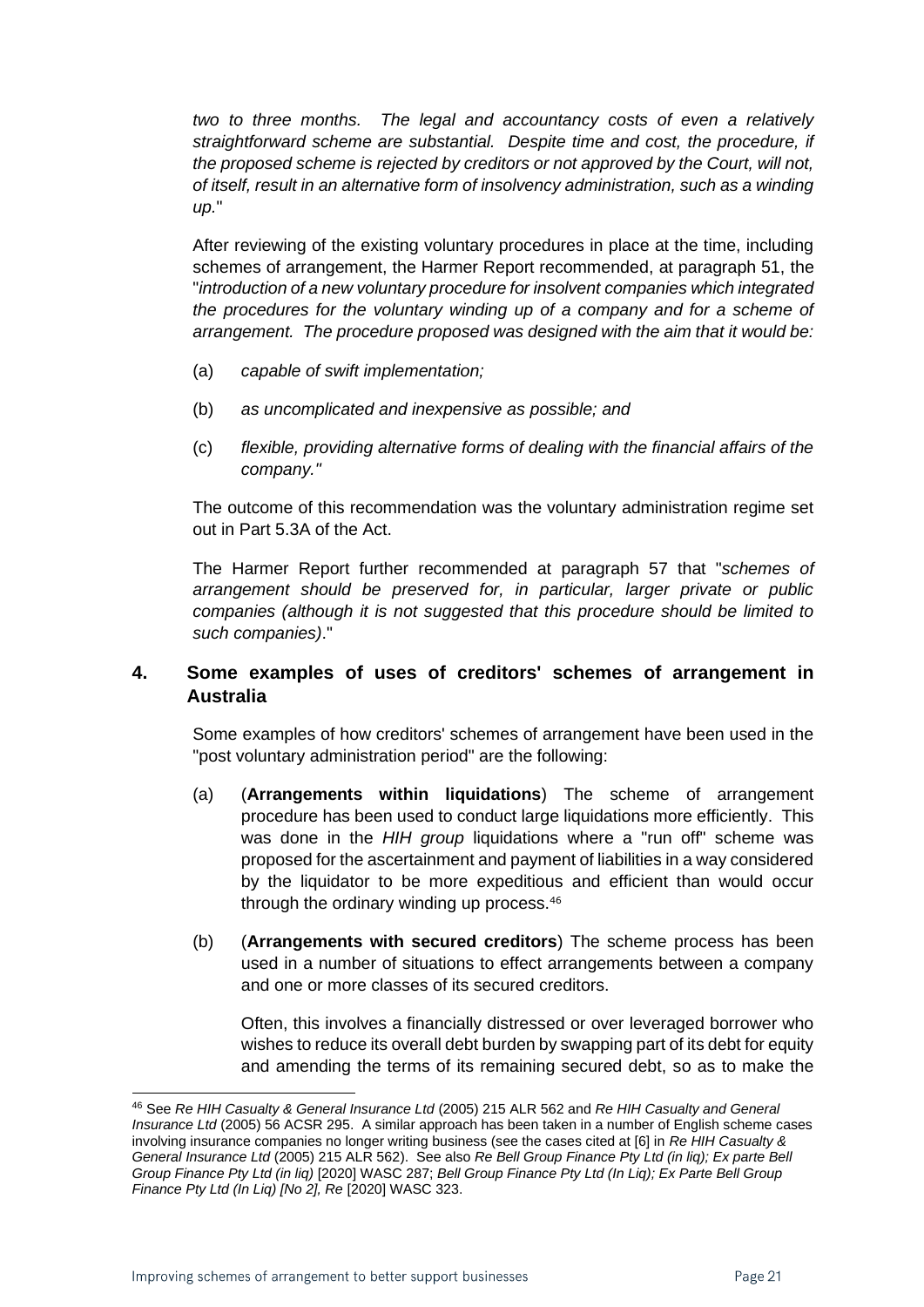*two to three months. The legal and accountancy costs of even a relatively straightforward scheme are substantial. Despite time and cost, the procedure, if the proposed scheme is rejected by creditors or not approved by the Court, will not, of itself, result in an alternative form of insolvency administration, such as a winding up.*"

After reviewing of the existing voluntary procedures in place at the time, including schemes of arrangement, the Harmer Report recommended, at paragraph 51, the "*introduction of a new voluntary procedure for insolvent companies which integrated the procedures for the voluntary winding up of a company and for a scheme of arrangement. The procedure proposed was designed with the aim that it would be:*

(a) *capable of swift implementation;*

(b) *as uncomplicated and inexpensive as possible; and*

(c) *flexible, providing alternative forms of dealing with the financial affairs of the company."*

The outcome of this recommendation was the voluntary administration regime set out in Part 5.3A of the Act.

The Harmer Report further recommended at paragraph 57 that "*schemes of arrangement should be preserved for, in particular, larger private or public companies (although it is not suggested that this procedure should be limited to such companies)*."

## 4. Some examples of uses of creditors' schemes of arrangement in Australia

Some examples of how creditors' schemes of arrangement have been used in the "post voluntary administration period" are the following:

(a) (**Arrangements within liquidations**) The scheme of arrangement procedure has been used to conduct large liquidations more efficiently. This was done in the *HIH group* liquidations where a "run off" scheme was proposed for the ascertainment and payment of liabilities in a way considered by the liquidator to be more expeditious and efficient than would occur through the ordinary winding up process.[46]

(b) (**Arrangements with secured creditors**) The scheme process has been used in a number of situations to effect arrangements between a company and one or more classes of its secured creditors.

Often, this involves a financially distressed or over leveraged borrower who wishes to reduce its overall debt burden by swapping part of its debt for equity and amending the terms of its remaining secured debt, so as to make the

---

[46] See *Re HIH Casualty & General Insurance Ltd* (2005) 215 ALR 562 and *Re HIH Casualty and General Insurance Ltd* (2005) 56 ACSR 295. A similar approach has been taken in a number of English scheme cases involving insurance companies no longer writing business (see the cases cited at [6] in *Re HIH Casualty & General Insurance Ltd* (2005) 215 ALR 562). See also *Re Bell Group Finance Pty Ltd (in liq); Ex parte Bell Group Finance Pty Ltd (in liq)* [2020] WASC 287; *Bell Group Finance Pty Ltd (In Liq); Ex Parte Bell Group Finance Pty Ltd (In Liq) [No 2], Re* [2020] WASC 323.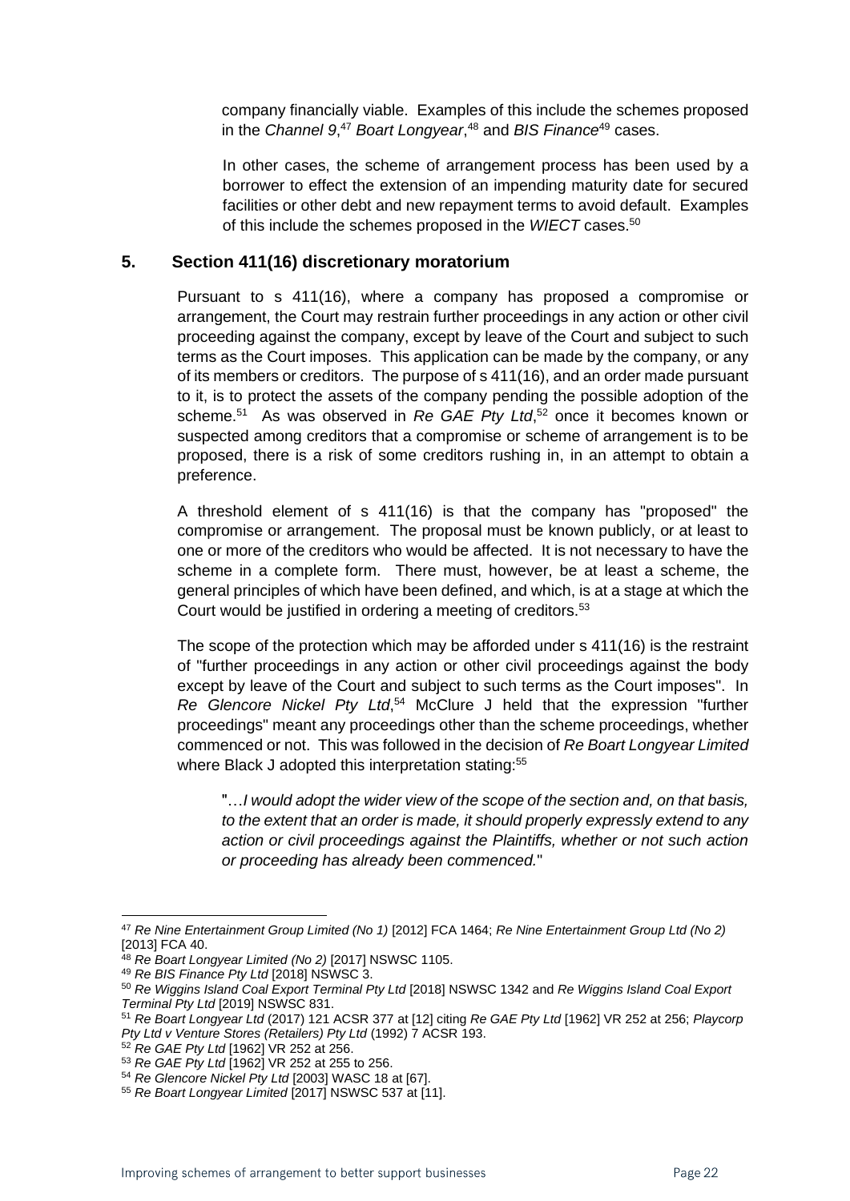company financially viable. Examples of this include the schemes proposed in the *Channel 9*,[47] *Boart Longyear*,[48] and *BIS Finance*[49] cases.

In other cases, the scheme of arrangement process has been used by a borrower to effect the extension of an impending maturity date for secured facilities or other debt and new repayment terms to avoid default. Examples of this include the schemes proposed in the *WIECT* cases.[50]

## 5. Section 411(16) discretionary moratorium

Pursuant to s 411(16), where a company has proposed a compromise or arrangement, the Court may restrain further proceedings in any action or other civil proceeding against the company, except by leave of the Court and subject to such terms as the Court imposes. This application can be made by the company, or any of its members or creditors. The purpose of s 411(16), and an order made pursuant to it, is to protect the assets of the company pending the possible adoption of the scheme.[51] As was observed in *Re GAE Pty Ltd*,[52] once it becomes known or suspected among creditors that a compromise or scheme of arrangement is to be proposed, there is a risk of some creditors rushing in, in an attempt to obtain a preference.

A threshold element of s 411(16) is that the company has "proposed" the compromise or arrangement. The proposal must be known publicly, or at least to one or more of the creditors who would be affected. It is not necessary to have the scheme in a complete form. There must, however, be at least a scheme, the general principles of which have been defined, and which, is at a stage at which the Court would be justified in ordering a meeting of creditors.[53]

The scope of the protection which may be afforded under s 411(16) is the restraint of "further proceedings in any action or other civil proceedings against the body except by leave of the Court and subject to such terms as the Court imposes". In *Re Glencore Nickel Pty Ltd*,[54] McClure J held that the expression "further proceedings" meant any proceedings other than the scheme proceedings, whether commenced or not. This was followed in the decision of *Re Boart Longyear Limited* where Black J adopted this interpretation stating:[55]

> "…*I would adopt the wider view of the scope of the section and, on that basis, to the extent that an order is made, it should properly expressly extend to any action or civil proceedings against the Plaintiffs, whether or not such action or proceeding has already been commenced.*"

---

[47] *Re Nine Entertainment Group Limited (No 1)* [2012] FCA 1464; *Re Nine Entertainment Group Ltd (No 2)* [2013] FCA 40.

[48] *Re Boart Longyear Limited (No 2)* [2017] NSWSC 1105.

[49] *Re BIS Finance Pty Ltd* [2018] NSWSC 3.

[50] *Re Wiggins Island Coal Export Terminal Pty Ltd* [2018] NSWSC 1342 and *Re Wiggins Island Coal Export Terminal Pty Ltd* [2019] NSWSC 831.

[51] *Re Boart Longyear Ltd* (2017) 121 ACSR 377 at [12] citing *Re GAE Pty Ltd* [1962] VR 252 at 256; *Playcorp Pty Ltd v Venture Stores (Retailers) Pty Ltd* (1992) 7 ACSR 193.

[52] *Re GAE Pty Ltd* [1962] VR 252 at 256.

[53] *Re GAE Pty Ltd* [1962] VR 252 at 255 to 256.

[54] *Re Glencore Nickel Pty Ltd* [2003] WASC 18 at [67].

[55] *Re Boart Longyear Limited* [2017] NSWSC 537 at [11].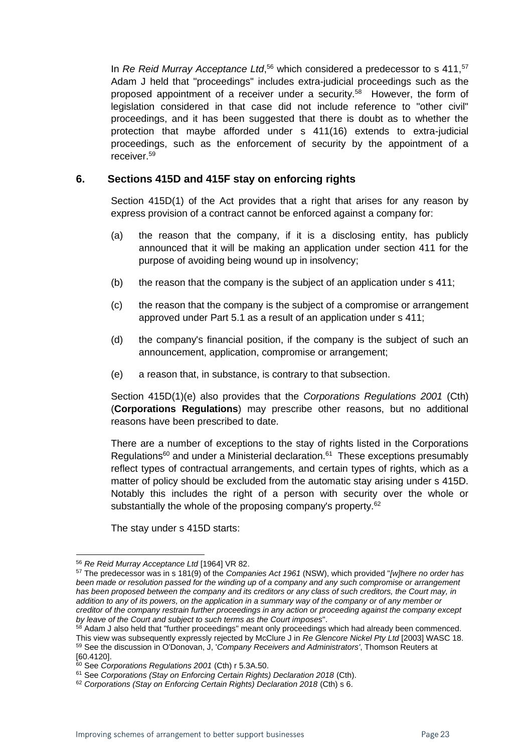In *Re Reid Murray Acceptance Ltd*,[56] which considered a predecessor to s 411,[57] Adam J held that "proceedings" includes extra-judicial proceedings such as the proposed appointment of a receiver under a security.[58] However, the form of legislation considered in that case did not include reference to "other civil" proceedings, and it has been suggested that there is doubt as to whether the protection that maybe afforded under s 411(16) extends to extra-judicial proceedings, such as the enforcement of security by the appointment of a receiver.[59]

## 6. Sections 415D and 415F stay on enforcing rights

Section 415D(1) of the Act provides that a right that arises for any reason by express provision of a contract cannot be enforced against a company for:

(a) the reason that the company, if it is a disclosing entity, has publicly announced that it will be making an application under section 411 for the purpose of avoiding being wound up in insolvency;

(b) the reason that the company is the subject of an application under s 411;

(c) the reason that the company is the subject of a compromise or arrangement approved under Part 5.1 as a result of an application under s 411;

(d) the company's financial position, if the company is the subject of such an announcement, application, compromise or arrangement;

(e) a reason that, in substance, is contrary to that subsection.

Section 415D(1)(e) also provides that the *Corporations Regulations 2001* (Cth) (**Corporations Regulations**) may prescribe other reasons, but no additional reasons have been prescribed to date.

There are a number of exceptions to the stay of rights listed in the Corporations Regulations[60] and under a Ministerial declaration.[61] These exceptions presumably reflect types of contractual arrangements, and certain types of rights, which as a matter of policy should be excluded from the automatic stay arising under s 415D. Notably this includes the right of a person with security over the whole or substantially the whole of the proposing company's property.[62]

The stay under s 415D starts:

---

[56] *Re Reid Murray Acceptance Ltd* [1964] VR 82.

[57] The predecessor was in s 181(9) of the *Companies Act 1961* (NSW), which provided "*[w]here no order has been made or resolution passed for the winding up of a company and any such compromise or arrangement has been proposed between the company and its creditors or any class of such creditors, the Court may, in addition to any of its powers, on the application in a summary way of the company or of any member or creditor of the company restrain further proceedings in any action or proceeding against the company except by leave of the Court and subject to such terms as the Court imposes*".

[58] Adam J also held that "further proceedings" meant only proceedings which had already been commenced. This view was subsequently expressly rejected by McClure J in *Re Glencore Nickel Pty Ltd* [2003] WASC 18.

[59] See the discussion in O'Donovan, J, '*Company Receivers and Administrators'*, Thomson Reuters at [60.4120].

[60] See *Corporations Regulations 2001* (Cth) r 5.3A.50.

[61] See *Corporations (Stay on Enforcing Certain Rights) Declaration 2018* (Cth).

[62] *Corporations (Stay on Enforcing Certain Rights) Declaration 2018* (Cth) s 6.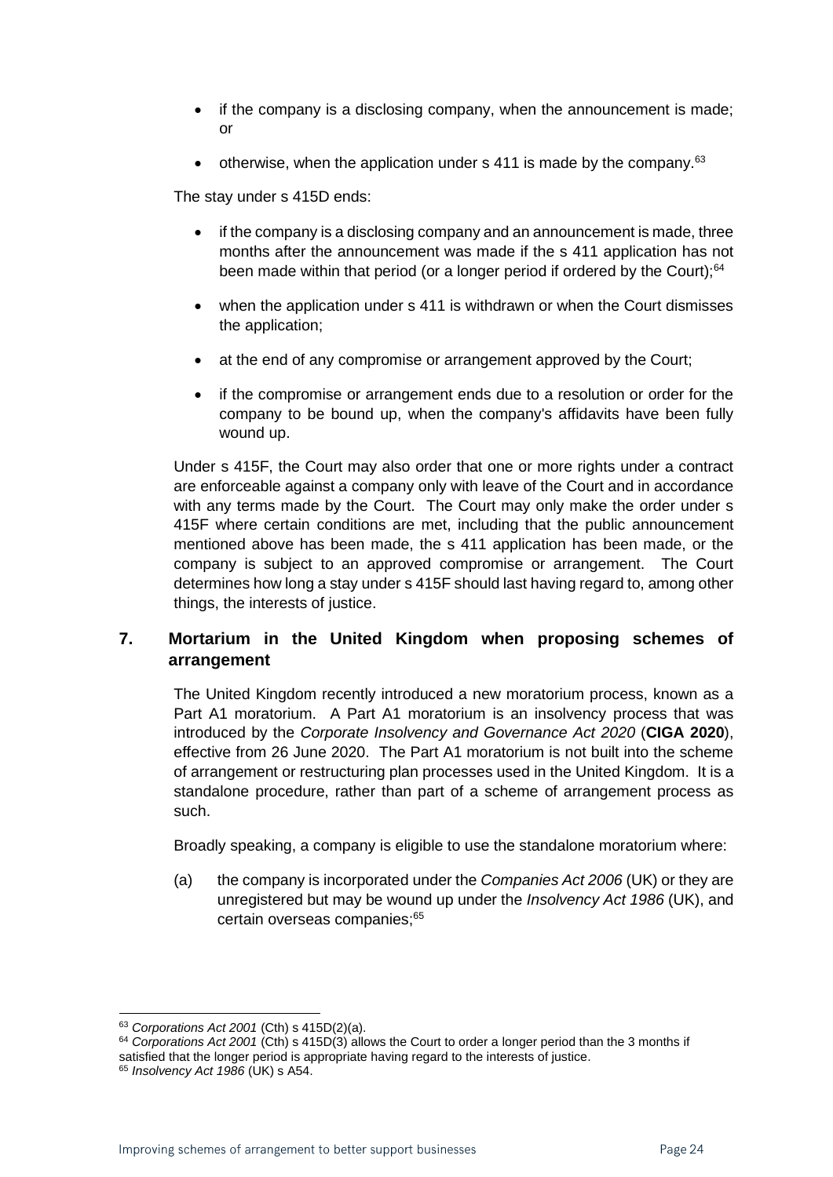- if the company is a disclosing company, when the announcement is made; or
- otherwise, when the application under s 411 is made by the company.[63]

The stay under s 415D ends:

- if the company is a disclosing company and an announcement is made, three months after the announcement was made if the s 411 application has not been made within that period (or a longer period if ordered by the Court);[64]
- when the application under s 411 is withdrawn or when the Court dismisses the application;
- at the end of any compromise or arrangement approved by the Court;
- if the compromise or arrangement ends due to a resolution or order for the company to be bound up, when the company's affidavits have been fully wound up.

Under s 415F, the Court may also order that one or more rights under a contract are enforceable against a company only with leave of the Court and in accordance with any terms made by the Court. The Court may only make the order under s 415F where certain conditions are met, including that the public announcement mentioned above has been made, the s 411 application has been made, or the company is subject to an approved compromise or arrangement. The Court determines how long a stay under s 415F should last having regard to, among other things, the interests of justice.

## 7. Mortarium in the United Kingdom when proposing schemes of arrangement

The United Kingdom recently introduced a new moratorium process, known as a Part A1 moratorium. A Part A1 moratorium is an insolvency process that was introduced by the *Corporate Insolvency and Governance Act 2020* (**CIGA 2020**), effective from 26 June 2020. The Part A1 moratorium is not built into the scheme of arrangement or restructuring plan processes used in the United Kingdom. It is a standalone procedure, rather than part of a scheme of arrangement process as such.

Broadly speaking, a company is eligible to use the standalone moratorium where:

(a) the company is incorporated under the *Companies Act 2006* (UK) or they are unregistered but may be wound up under the *Insolvency Act 1986* (UK), and certain overseas companies;[65]

---

[63] *Corporations Act 2001* (Cth) s 415D(2)(a).

[64] *Corporations Act 2001* (Cth) s 415D(3) allows the Court to order a longer period than the 3 months if satisfied that the longer period is appropriate having regard to the interests of justice.

[65] *Insolvency Act 1986* (UK) s A54.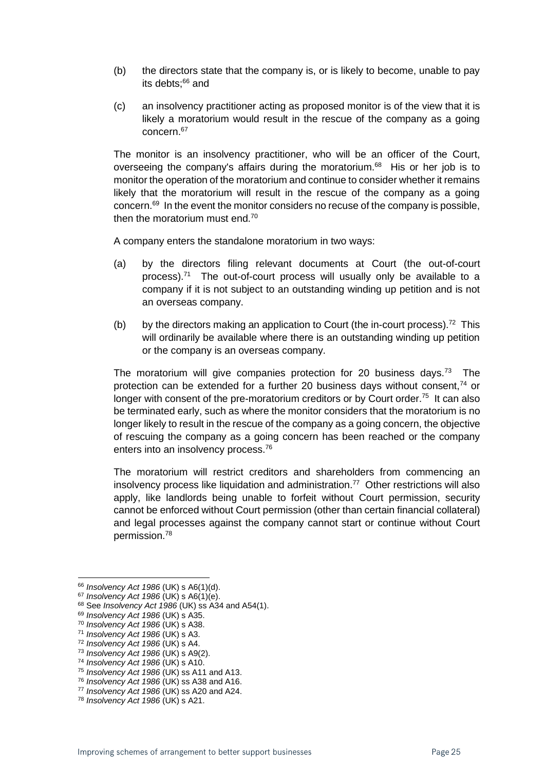(b) the directors state that the company is, or is likely to become, unable to pay its debts;[66] and

(c) an insolvency practitioner acting as proposed monitor is of the view that it is likely a moratorium would result in the rescue of the company as a going concern.[67]

The monitor is an insolvency practitioner, who will be an officer of the Court, overseeing the company's affairs during the moratorium.[68] His or her job is to monitor the operation of the moratorium and continue to consider whether it remains likely that the moratorium will result in the rescue of the company as a going concern.[69] In the event the monitor considers no recuse of the company is possible, then the moratorium must end.[70]

A company enters the standalone moratorium in two ways:

(a) by the directors filing relevant documents at Court (the out-of-court process).[71] The out-of-court process will usually only be available to a company if it is not subject to an outstanding winding up petition and is not an overseas company.

(b) by the directors making an application to Court (the in-court process).[72] This will ordinarily be available where there is an outstanding winding up petition or the company is an overseas company.

The moratorium will give companies protection for 20 business days.[73] The protection can be extended for a further 20 business days without consent,[74] or longer with consent of the pre-moratorium creditors or by Court order.[75] It can also be terminated early, such as where the monitor considers that the moratorium is no longer likely to result in the rescue of the company as a going concern, the objective of rescuing the company as a going concern has been reached or the company enters into an insolvency process.[76]

The moratorium will restrict creditors and shareholders from commencing an insolvency process like liquidation and administration.[77] Other restrictions will also apply, like landlords being unable to forfeit without Court permission, security cannot be enforced without Court permission (other than certain financial collateral) and legal processes against the company cannot start or continue without Court permission.[78]

---

[66] *Insolvency Act 1986* (UK) s A6(1)(d).
[67] *Insolvency Act 1986* (UK) s A6(1)(e).
[68] See *Insolvency Act 1986* (UK) ss A34 and A54(1).
[69] *Insolvency Act 1986* (UK) s A35.
[70] *Insolvency Act 1986* (UK) s A38.
[71] *Insolvency Act 1986* (UK) s A3.
[72] *Insolvency Act 1986* (UK) s A4.
[73] *Insolvency Act 1986* (UK) s A9(2).
[74] *Insolvency Act 1986* (UK) s A10.
[75] *Insolvency Act 1986* (UK) ss A11 and A13.
[76] *Insolvency Act 1986* (UK) ss A38 and A16.
[77] *Insolvency Act 1986* (UK) ss A20 and A24.
[78] *Insolvency Act 1986* (UK) s A21.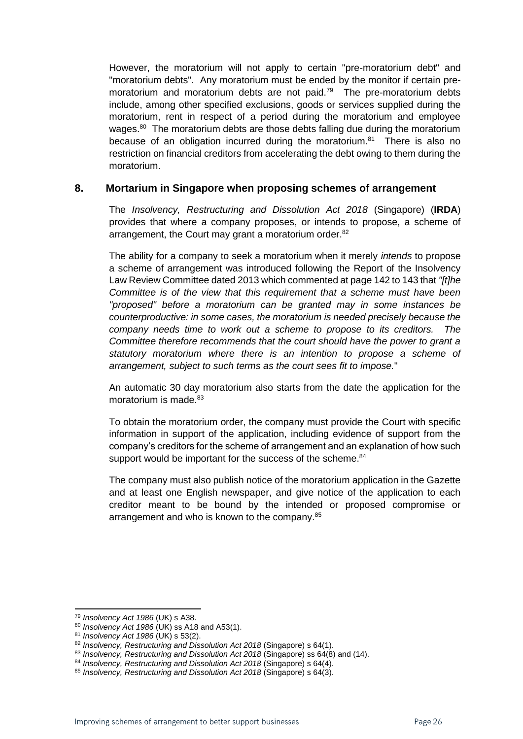However, the moratorium will not apply to certain "pre-moratorium debt" and "moratorium debts". Any moratorium must be ended by the monitor if certain pre-moratorium and moratorium debts are not paid.[79] The pre-moratorium debts include, among other specified exclusions, goods or services supplied during the moratorium, rent in respect of a period during the moratorium and employee wages.[80] The moratorium debts are those debts falling due during the moratorium because of an obligation incurred during the moratorium.[81] There is also no restriction on financial creditors from accelerating the debt owing to them during the moratorium.

## 8. Mortarium in Singapore when proposing schemes of arrangement

The *Insolvency, Restructuring and Dissolution Act 2018* (Singapore) (**IRDA**) provides that where a company proposes, or intends to propose, a scheme of arrangement, the Court may grant a moratorium order.[82]

The ability for a company to seek a moratorium when it merely *intends* to propose a scheme of arrangement was introduced following the Report of the Insolvency Law Review Committee dated 2013 which commented at page 142 to 143 that *"[t]he Committee is of the view that this requirement that a scheme must have been "proposed" before a moratorium can be granted may in some instances be counterproductive: in some cases, the moratorium is needed precisely because the company needs time to work out a scheme to propose to its creditors. The Committee therefore recommends that the court should have the power to grant a statutory moratorium where there is an intention to propose a scheme of arrangement, subject to such terms as the court sees fit to impose.*"

An automatic 30 day moratorium also starts from the date the application for the moratorium is made.[83]

To obtain the moratorium order, the company must provide the Court with specific information in support of the application, including evidence of support from the company's creditors for the scheme of arrangement and an explanation of how such support would be important for the success of the scheme.[84]

The company must also publish notice of the moratorium application in the Gazette and at least one English newspaper, and give notice of the application to each creditor meant to be bound by the intended or proposed compromise or arrangement and who is known to the company.[85]

---

[79] *Insolvency Act 1986* (UK) s A38.

[80] *Insolvency Act 1986* (UK) ss A18 and A53(1).

[81] *Insolvency Act 1986* (UK) s 53(2).

[82] *Insolvency, Restructuring and Dissolution Act 2018* (Singapore) s 64(1).

[83] *Insolvency, Restructuring and Dissolution Act 2018* (Singapore) ss 64(8) and (14).

[84] *Insolvency, Restructuring and Dissolution Act 2018* (Singapore) s 64(4).

[85] *Insolvency, Restructuring and Dissolution Act 2018* (Singapore) s 64(3).